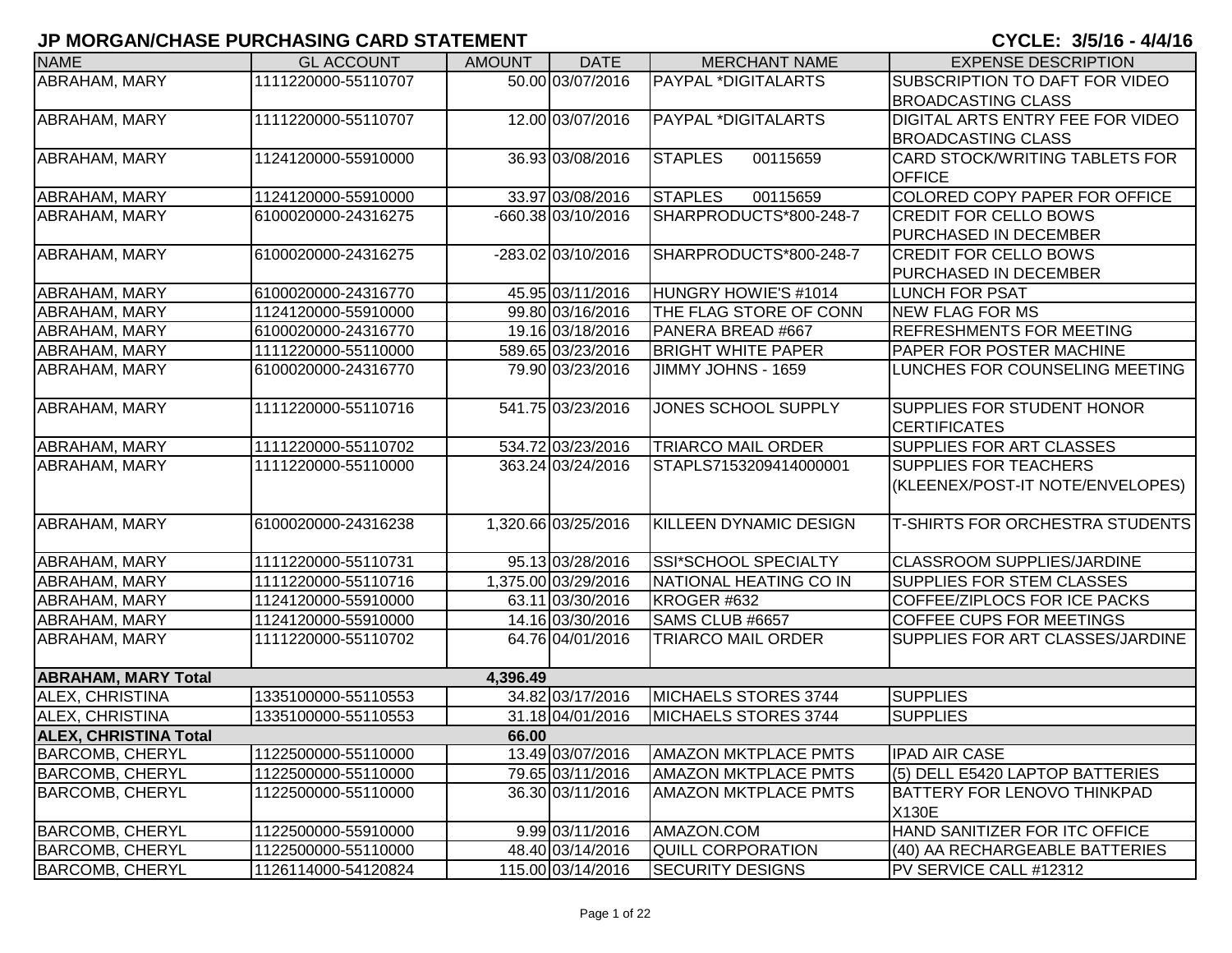# JP MORGAN/CHASE PURCHASING CARD STATEMENT

**CYCLE: 3/5/16 - 4/4/16**

| NAME | GL ACCOUNT | AMOUNT | DATE | MERCHANT NAME | EXPENSE DESCRIPTION |
|---|---|---|---|---|---|
| ABRAHAM, MARY | 1111220000-55110707 | 50.00 | 03/07/2016 | PAYPAL *DIGITALARTS | SUBSCRIPTION TO DAFT FOR VIDEO BROADCASTING CLASS |
| ABRAHAM, MARY | 1111220000-55110707 | 12.00 | 03/07/2016 | PAYPAL *DIGITALARTS | DIGITAL ARTS ENTRY FEE FOR VIDEO BROADCASTING CLASS |
| ABRAHAM, MARY | 1124120000-55910000 | 36.93 | 03/08/2016 | STAPLES 00115659 | CARD STOCK/WRITING TABLETS FOR OFFICE |
| ABRAHAM, MARY | 1124120000-55910000 | 33.97 | 03/08/2016 | STAPLES 00115659 | COLORED COPY PAPER FOR OFFICE |
| ABRAHAM, MARY | 6100020000-24316275 | -660.38 | 03/10/2016 | SHARPRODUCTS*800-248-7 | CREDIT FOR CELLO BOWS PURCHASED IN DECEMBER |
| ABRAHAM, MARY | 6100020000-24316275 | -283.02 | 03/10/2016 | SHARPRODUCTS*800-248-7 | CREDIT FOR CELLO BOWS PURCHASED IN DECEMBER |
| ABRAHAM, MARY | 6100020000-24316770 | 45.95 | 03/11/2016 | HUNGRY HOWIE'S #1014 | LUNCH FOR PSAT |
| ABRAHAM, MARY | 1124120000-55910000 | 99.80 | 03/16/2016 | THE FLAG STORE OF CONN | NEW FLAG FOR MS |
| ABRAHAM, MARY | 6100020000-24316770 | 19.16 | 03/18/2016 | PANERA BREAD #667 | REFRESHMENTS FOR MEETING |
| ABRAHAM, MARY | 1111220000-55110000 | 589.65 | 03/23/2016 | BRIGHT WHITE PAPER | PAPER FOR POSTER MACHINE |
| ABRAHAM, MARY | 6100020000-24316770 | 79.90 | 03/23/2016 | JIMMY JOHNS - 1659 | LUNCHES FOR COUNSELING MEETING |
| ABRAHAM, MARY | 1111220000-55110716 | 541.75 | 03/23/2016 | JONES SCHOOL SUPPLY | SUPPLIES FOR STUDENT HONOR CERTIFICATES |
| ABRAHAM, MARY | 1111220000-55110702 | 534.72 | 03/23/2016 | TRIARCO MAIL ORDER | SUPPLIES FOR ART CLASSES |
| ABRAHAM, MARY | 1111220000-55110000 | 363.24 | 03/24/2016 | STAPLS7153209414000001 | SUPPLIES FOR TEACHERS (KLEENEX/POST-IT NOTE/ENVELOPES) |
| ABRAHAM, MARY | 6100020000-24316238 | 1,320.66 | 03/25/2016 | KILLEEN DYNAMIC DESIGN | T-SHIRTS FOR ORCHESTRA STUDENTS |
| ABRAHAM, MARY | 1111220000-55110731 | 95.13 | 03/28/2016 | SSI*SCHOOL SPECIALTY | CLASSROOM SUPPLIES/JARDINE |
| ABRAHAM, MARY | 1111220000-55110716 | 1,375.00 | 03/29/2016 | NATIONAL HEATING CO IN | SUPPLIES FOR STEM CLASSES |
| ABRAHAM, MARY | 1124120000-55910000 | 63.11 | 03/30/2016 | KROGER #632 | COFFEE/ZIPLOCS FOR ICE PACKS |
| ABRAHAM, MARY | 1124120000-55910000 | 14.16 | 03/30/2016 | SAMS CLUB #6657 | COFFEE CUPS FOR MEETINGS |
| ABRAHAM, MARY | 1111220000-55110702 | 64.76 | 04/01/2016 | TRIARCO MAIL ORDER | SUPPLIES FOR ART CLASSES/JARDINE |
| **ABRAHAM, MARY Total** | | **4,396.49** | | | |
| ALEX, CHRISTINA | 1335100000-55110553 | 34.82 | 03/17/2016 | MICHAELS STORES 3744 | SUPPLIES |
| ALEX, CHRISTINA | 1335100000-55110553 | 31.18 | 04/01/2016 | MICHAELS STORES 3744 | SUPPLIES |
| **ALEX, CHRISTINA Total** | | **66.00** | | | |
| BARCOMB, CHERYL | 1122500000-55110000 | 13.49 | 03/07/2016 | AMAZON MKTPLACE PMTS | IPAD AIR CASE |
| BARCOMB, CHERYL | 1122500000-55110000 | 79.65 | 03/11/2016 | AMAZON MKTPLACE PMTS | (5) DELL E5420 LAPTOP BATTERIES |
| BARCOMB, CHERYL | 1122500000-55110000 | 36.30 | 03/11/2016 | AMAZON MKTPLACE PMTS | BATTERY FOR LENOVO THINKPAD X130E |
| BARCOMB, CHERYL | 1122500000-55910000 | 9.99 | 03/11/2016 | AMAZON.COM | HAND SANITIZER FOR ITC OFFICE |
| BARCOMB, CHERYL | 1122500000-55110000 | 48.40 | 03/14/2016 | QUILL CORPORATION | (40) AA RECHARGEABLE BATTERIES |
| BARCOMB, CHERYL | 1126114000-54120824 | 115.00 | 03/14/2016 | SECURITY DESIGNS | PV SERVICE CALL #12312 |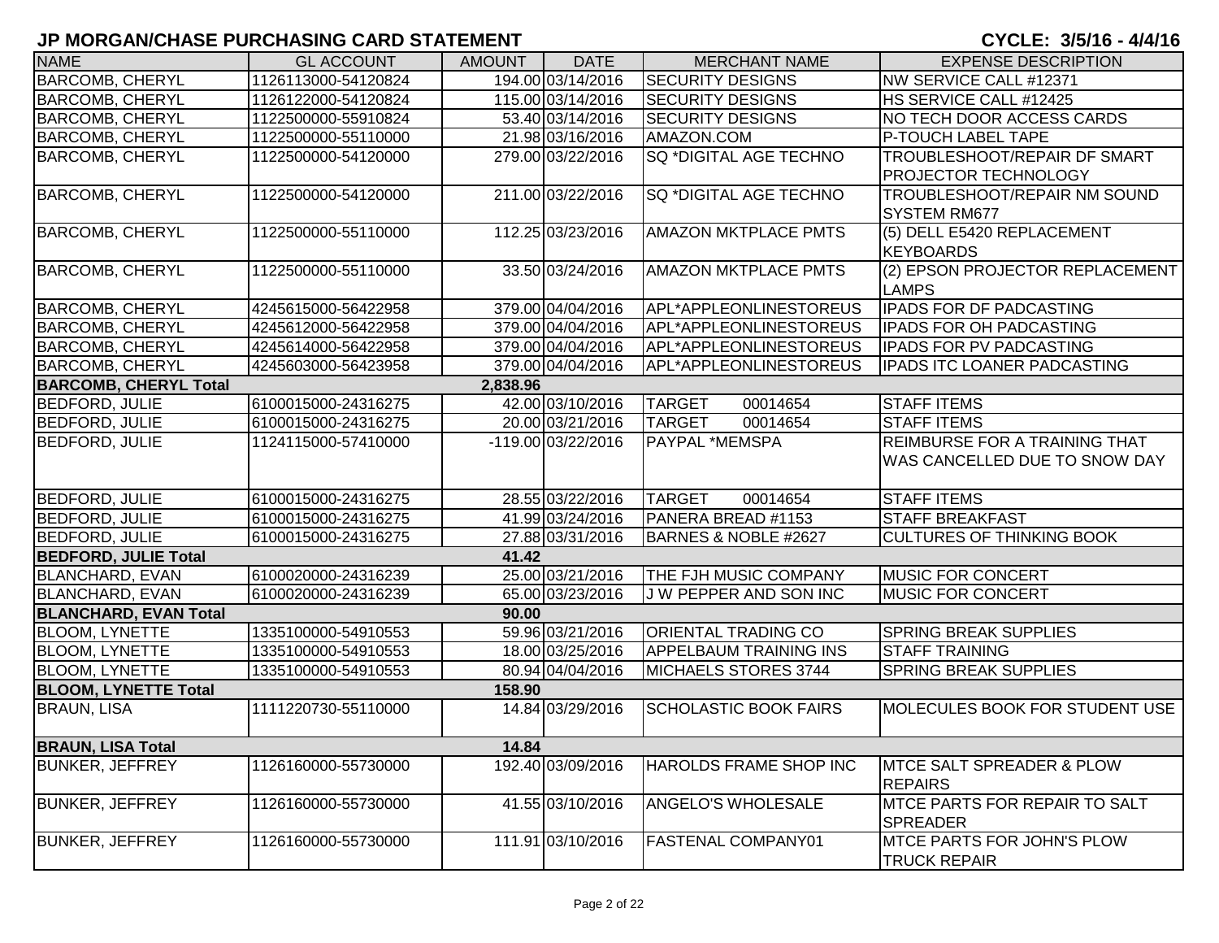# JP MORGAN/CHASE PURCHASING CARD STATEMENT

**CYCLE: 3/5/16 - 4/4/16**

| NAME | GL ACCOUNT | AMOUNT | DATE | MERCHANT NAME | EXPENSE DESCRIPTION |
|---|---|---|---|---|---|
| BARCOMB, CHERYL | 1126113000-54120824 | 194.00 | 03/14/2016 | SECURITY DESIGNS | NW SERVICE CALL #12371 |
| BARCOMB, CHERYL | 1126122000-54120824 | 115.00 | 03/14/2016 | SECURITY DESIGNS | HS SERVICE CALL #12425 |
| BARCOMB, CHERYL | 1122500000-55910824 | 53.40 | 03/14/2016 | SECURITY DESIGNS | NO TECH DOOR ACCESS CARDS |
| BARCOMB, CHERYL | 1122500000-55110000 | 21.98 | 03/16/2016 | AMAZON.COM | P-TOUCH LABEL TAPE |
| BARCOMB, CHERYL | 1122500000-54120000 | 279.00 | 03/22/2016 | SQ *DIGITAL AGE TECHNO | TROUBLESHOOT/REPAIR DF SMART PROJECTOR TECHNOLOGY |
| BARCOMB, CHERYL | 1122500000-54120000 | 211.00 | 03/22/2016 | SQ *DIGITAL AGE TECHNO | TROUBLESHOOT/REPAIR NM SOUND SYSTEM RM677 |
| BARCOMB, CHERYL | 1122500000-55110000 | 112.25 | 03/23/2016 | AMAZON MKTPLACE PMTS | (5) DELL E5420 REPLACEMENT KEYBOARDS |
| BARCOMB, CHERYL | 1122500000-55110000 | 33.50 | 03/24/2016 | AMAZON MKTPLACE PMTS | (2) EPSON PROJECTOR REPLACEMENT LAMPS |
| BARCOMB, CHERYL | 4245615000-56422958 | 379.00 | 04/04/2016 | APL*APPLEONLINESTOREUS | IPADS FOR DF PADCASTING |
| BARCOMB, CHERYL | 4245612000-56422958 | 379.00 | 04/04/2016 | APL*APPLEONLINESTOREUS | IPADS FOR OH PADCASTING |
| BARCOMB, CHERYL | 4245614000-56422958 | 379.00 | 04/04/2016 | APL*APPLEONLINESTOREUS | IPADS FOR PV PADCASTING |
| BARCOMB, CHERYL | 4245603000-56423958 | 379.00 | 04/04/2016 | APL*APPLEONLINESTOREUS | IPADS ITC LOANER PADCASTING |
| **BARCOMB, CHERYL Total** | | **2,838.96** | | | |
| BEDFORD, JULIE | 6100015000-24316275 | 42.00 | 03/10/2016 | TARGET 00014654 | STAFF ITEMS |
| BEDFORD, JULIE | 6100015000-24316275 | 20.00 | 03/21/2016 | TARGET 00014654 | STAFF ITEMS |
| BEDFORD, JULIE | 1124115000-57410000 | -119.00 | 03/22/2016 | PAYPAL *MEMSPA | REIMBURSE FOR A TRAINING THAT WAS CANCELLED DUE TO SNOW DAY |
| BEDFORD, JULIE | 6100015000-24316275 | 28.55 | 03/22/2016 | TARGET 00014654 | STAFF ITEMS |
| BEDFORD, JULIE | 6100015000-24316275 | 41.99 | 03/24/2016 | PANERA BREAD #1153 | STAFF BREAKFAST |
| BEDFORD, JULIE | 6100015000-24316275 | 27.88 | 03/31/2016 | BARNES & NOBLE #2627 | CULTURES OF THINKING BOOK |
| **BEDFORD, JULIE Total** | | **41.42** | | | |
| BLANCHARD, EVAN | 6100020000-24316239 | 25.00 | 03/21/2016 | THE FJH MUSIC COMPANY | MUSIC FOR CONCERT |
| BLANCHARD, EVAN | 6100020000-24316239 | 65.00 | 03/23/2016 | J W PEPPER AND SON INC | MUSIC FOR CONCERT |
| **BLANCHARD, EVAN Total** | | **90.00** | | | |
| BLOOM, LYNETTE | 1335100000-54910553 | 59.96 | 03/21/2016 | ORIENTAL TRADING CO | SPRING BREAK SUPPLIES |
| BLOOM, LYNETTE | 1335100000-54910553 | 18.00 | 03/25/2016 | APPELBAUM TRAINING INS | STAFF TRAINING |
| BLOOM, LYNETTE | 1335100000-54910553 | 80.94 | 04/04/2016 | MICHAELS STORES 3744 | SPRING BREAK SUPPLIES |
| **BLOOM, LYNETTE Total** | | **158.90** | | | |
| BRAUN, LISA | 1111220730-55110000 | 14.84 | 03/29/2016 | SCHOLASTIC BOOK FAIRS | MOLECULES BOOK FOR STUDENT USE |
| **BRAUN, LISA Total** | | **14.84** | | | |
| BUNKER, JEFFREY | 1126160000-55730000 | 192.40 | 03/09/2016 | HAROLDS FRAME SHOP INC | MTCE SALT SPREADER & PLOW REPAIRS |
| BUNKER, JEFFREY | 1126160000-55730000 | 41.55 | 03/10/2016 | ANGELO'S WHOLESALE | MTCE PARTS FOR REPAIR TO SALT SPREADER |
| BUNKER, JEFFREY | 1126160000-55730000 | 111.91 | 03/10/2016 | FASTENAL COMPANY01 | MTCE PARTS FOR JOHN'S PLOW TRUCK REPAIR |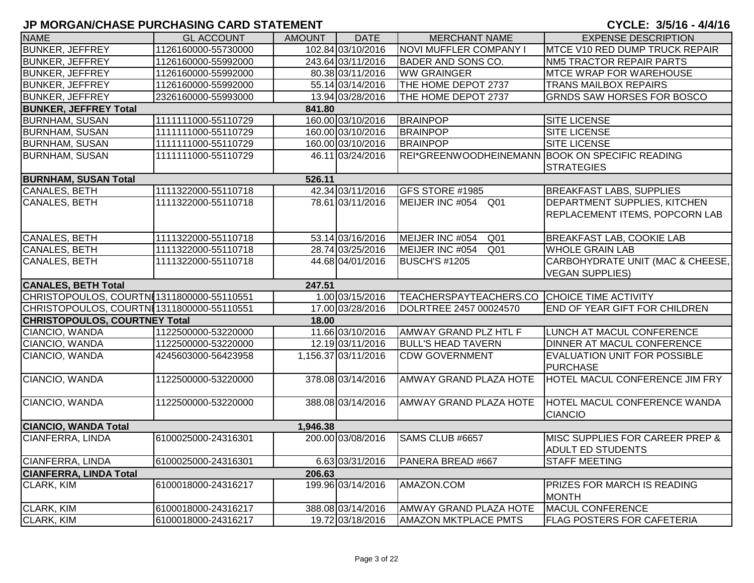# JP MORGAN/CHASE PURCHASING CARD STATEMENT

CYCLE: 3/5/16 - 4/4/16

| NAME | GL ACCOUNT | AMOUNT | DATE | MERCHANT NAME | EXPENSE DESCRIPTION |
|---|---|---|---|---|---|
| BUNKER, JEFFREY | 1126160000-55730000 | 102.84 | 03/10/2016 | NOVI MUFFLER COMPANY I | MTCE V10 RED DUMP TRUCK REPAIR |
| BUNKER, JEFFREY | 1126160000-55992000 | 243.64 | 03/11/2016 | BADER AND SONS CO. | NM5 TRACTOR REPAIR PARTS |
| BUNKER, JEFFREY | 1126160000-55992000 | 80.38 | 03/11/2016 | WW GRAINGER | MTCE WRAP FOR WAREHOUSE |
| BUNKER, JEFFREY | 1126160000-55992000 | 55.14 | 03/14/2016 | THE HOME DEPOT 2737 | TRANS MAILBOX REPAIRS |
| BUNKER, JEFFREY | 2326160000-55993000 | 13.94 | 03/28/2016 | THE HOME DEPOT 2737 | GRNDS SAW HORSES FOR BOSCO |
| **BUNKER, JEFFREY Total** | | **841.80** | | | |
| BURNHAM, SUSAN | 1111111000-55110729 | 160.00 | 03/10/2016 | BRAINPOP | SITE LICENSE |
| BURNHAM, SUSAN | 1111111000-55110729 | 160.00 | 03/10/2016 | BRAINPOP | SITE LICENSE |
| BURNHAM, SUSAN | 1111111000-55110729 | 160.00 | 03/10/2016 | BRAINPOP | SITE LICENSE |
| BURNHAM, SUSAN | 1111111000-55110729 | 46.11 | 03/24/2016 | REI*GREENWOODHEINEMANN | BOOK ON SPECIFIC READING STRATEGIES |
| **BURNHAM, SUSAN Total** | | **526.11** | | | |
| CANALES, BETH | 1111322000-55110718 | 42.34 | 03/11/2016 | GFS STORE #1985 | BREAKFAST LABS, SUPPLIES |
| CANALES, BETH | 1111322000-55110718 | 78.61 | 03/11/2016 | MEIJER INC #054 Q01 | DEPARTMENT SUPPLIES, KITCHEN REPLACEMENT ITEMS, POPCORN LAB |
| CANALES, BETH | 1111322000-55110718 | 53.14 | 03/16/2016 | MEIJER INC #054 Q01 | BREAKFAST LAB, COOKIE LAB |
| CANALES, BETH | 1111322000-55110718 | 28.74 | 03/25/2016 | MEIJER INC #054 Q01 | WHOLE GRAIN LAB |
| CANALES, BETH | 1111322000-55110718 | 44.68 | 04/01/2016 | BUSCH'S #1205 | CARBOHYDRATE UNIT (MAC & CHEESE, VEGAN SUPPLIES) |
| **CANALES, BETH Total** | | **247.51** | | | |
| CHRISTOPOULOS, COURTNI | 1311800000-55110551 | 1.00 | 03/15/2016 | TEACHERSPAYTEACHERS.CO | CHOICE TIME ACTIVITY |
| CHRISTOPOULOS, COURTNI | 1311800000-55110551 | 17.00 | 03/28/2016 | DOLRTREE 2457 00024570 | END OF YEAR GIFT FOR CHILDREN |
| **CHRISTOPOULOS, COURTNEY Total** | | **18.00** | | | |
| CIANCIO, WANDA | 1122500000-53220000 | 11.66 | 03/10/2016 | AMWAY GRAND PLZ HTL F | LUNCH AT MACUL CONFERENCE |
| CIANCIO, WANDA | 1122500000-53220000 | 12.19 | 03/11/2016 | BULL'S HEAD TAVERN | DINNER AT MACUL CONFERENCE |
| CIANCIO, WANDA | 4245603000-56423958 | 1,156.37 | 03/11/2016 | CDW GOVERNMENT | EVALUATION UNIT FOR POSSIBLE PURCHASE |
| CIANCIO, WANDA | 1122500000-53220000 | 378.08 | 03/14/2016 | AMWAY GRAND PLAZA HOTE | HOTEL MACUL CONFERENCE JIM FRY |
| CIANCIO, WANDA | 1122500000-53220000 | 388.08 | 03/14/2016 | AMWAY GRAND PLAZA HOTE | HOTEL MACUL CONFERENCE WANDA CIANCIO |
| **CIANCIO, WANDA Total** | | **1,946.38** | | | |
| CIANFERRA, LINDA | 6100025000-24316301 | 200.00 | 03/08/2016 | SAMS CLUB #6657 | MISC SUPPLIES FOR CAREER PREP & ADULT ED STUDENTS |
| CIANFERRA, LINDA | 6100025000-24316301 | 6.63 | 03/31/2016 | PANERA BREAD #667 | STAFF MEETING |
| **CIANFERRA, LINDA Total** | | **206.63** | | | |
| CLARK, KIM | 6100018000-24316217 | 199.96 | 03/14/2016 | AMAZON.COM | PRIZES FOR MARCH IS READING MONTH |
| CLARK, KIM | 6100018000-24316217 | 388.08 | 03/14/2016 | AMWAY GRAND PLAZA HOTE | MACUL CONFERENCE |
| CLARK, KIM | 6100018000-24316217 | 19.72 | 03/18/2016 | AMAZON MKTPLACE PMTS | FLAG POSTERS FOR CAFETERIA |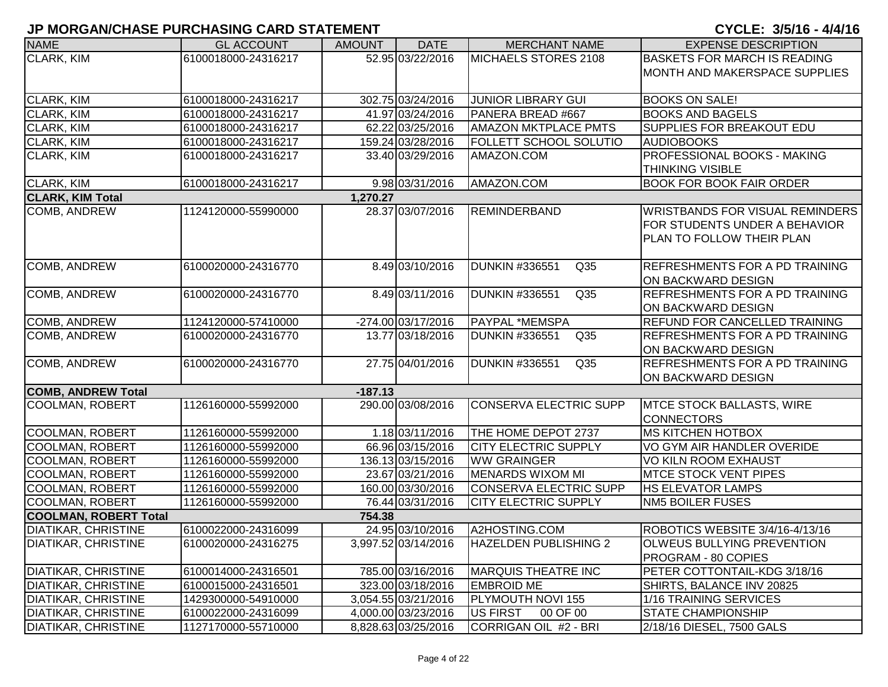# JP MORGAN/CHASE PURCHASING CARD STATEMENT

**CYCLE: 3/5/16 - 4/4/16**

| NAME | GL ACCOUNT | AMOUNT | DATE | MERCHANT NAME | EXPENSE DESCRIPTION |
|---|---|---|---|---|---|
| CLARK, KIM | 6100018000-24316217 | 52.95 | 03/22/2016 | MICHAELS STORES 2108 | BASKETS FOR MARCH IS READING MONTH AND MAKERSPACE SUPPLIES |
| CLARK, KIM | 6100018000-24316217 | 302.75 | 03/24/2016 | JUNIOR LIBRARY GUI | BOOKS ON SALE! |
| CLARK, KIM | 6100018000-24316217 | 41.97 | 03/24/2016 | PANERA BREAD #667 | BOOKS AND BAGELS |
| CLARK, KIM | 6100018000-24316217 | 62.22 | 03/25/2016 | AMAZON MKTPLACE PMTS | SUPPLIES FOR BREAKOUT EDU |
| CLARK, KIM | 6100018000-24316217 | 159.24 | 03/28/2016 | FOLLETT SCHOOL SOLUTIO | AUDIOBOOKS |
| CLARK, KIM | 6100018000-24316217 | 33.40 | 03/29/2016 | AMAZON.COM | PROFESSIONAL BOOKS - MAKING THINKING VISIBLE |
| CLARK, KIM | 6100018000-24316217 | 9.98 | 03/31/2016 | AMAZON.COM | BOOK FOR BOOK FAIR ORDER |
| **CLARK, KIM Total** | | **1,270.27** | | | |
| COMB, ANDREW | 1124120000-55990000 | 28.37 | 03/07/2016 | REMINDERBAND | WRISTBANDS FOR VISUAL REMINDERS FOR STUDENTS UNDER A BEHAVIOR PLAN TO FOLLOW THEIR PLAN |
| COMB, ANDREW | 6100020000-24316770 | 8.49 | 03/10/2016 | DUNKIN #336551 Q35 | REFRESHMENTS FOR A PD TRAINING ON BACKWARD DESIGN |
| COMB, ANDREW | 6100020000-24316770 | 8.49 | 03/11/2016 | DUNKIN #336551 Q35 | REFRESHMENTS FOR A PD TRAINING ON BACKWARD DESIGN |
| COMB, ANDREW | 1124120000-57410000 | -274.00 | 03/17/2016 | PAYPAL *MEMSPA | REFUND FOR CANCELLED TRAINING |
| COMB, ANDREW | 6100020000-24316770 | 13.77 | 03/18/2016 | DUNKIN #336551 Q35 | REFRESHMENTS FOR A PD TRAINING ON BACKWARD DESIGN |
| COMB, ANDREW | 6100020000-24316770 | 27.75 | 04/01/2016 | DUNKIN #336551 Q35 | REFRESHMENTS FOR A PD TRAINING ON BACKWARD DESIGN |
| **COMB, ANDREW Total** | | **-187.13** | | | |
| COOLMAN, ROBERT | 1126160000-55992000 | 290.00 | 03/08/2016 | CONSERVA ELECTRIC SUPP | MTCE STOCK BALLASTS, WIRE CONNECTORS |
| COOLMAN, ROBERT | 1126160000-55992000 | 1.18 | 03/11/2016 | THE HOME DEPOT 2737 | MS KITCHEN HOTBOX |
| COOLMAN, ROBERT | 1126160000-55992000 | 66.96 | 03/15/2016 | CITY ELECTRIC SUPPLY | VO GYM AIR HANDLER OVERIDE |
| COOLMAN, ROBERT | 1126160000-55992000 | 136.13 | 03/15/2016 | WW GRAINGER | VO KILN ROOM EXHAUST |
| COOLMAN, ROBERT | 1126160000-55992000 | 23.67 | 03/21/2016 | MENARDS WIXOM MI | MTCE STOCK VENT PIPES |
| COOLMAN, ROBERT | 1126160000-55992000 | 160.00 | 03/30/2016 | CONSERVA ELECTRIC SUPP | HS ELEVATOR LAMPS |
| COOLMAN, ROBERT | 1126160000-55992000 | 76.44 | 03/31/2016 | CITY ELECTRIC SUPPLY | NM5 BOILER FUSES |
| **COOLMAN, ROBERT Total** | | **754.38** | | | |
| DIATIKAR, CHRISTINE | 6100022000-24316099 | 24.95 | 03/10/2016 | A2HOSTING.COM | ROBOTICS WEBSITE 3/4/16-4/13/16 |
| DIATIKAR, CHRISTINE | 6100020000-24316275 | 3,997.52 | 03/14/2016 | HAZELDEN PUBLISHING 2 | OLWEUS BULLYING PREVENTION PROGRAM - 80 COPIES |
| DIATIKAR, CHRISTINE | 6100014000-24316501 | 785.00 | 03/16/2016 | MARQUIS THEATRE INC | PETER COTTONTAIL-KDG 3/18/16 |
| DIATIKAR, CHRISTINE | 6100015000-24316501 | 323.00 | 03/18/2016 | EMBROID ME | SHIRTS, BALANCE INV 20825 |
| DIATIKAR, CHRISTINE | 1429300000-54910000 | 3,054.55 | 03/21/2016 | PLYMOUTH NOVI 155 | 1/16 TRAINING SERVICES |
| DIATIKAR, CHRISTINE | 6100022000-24316099 | 4,000.00 | 03/23/2016 | US FIRST 00 OF 00 | STATE CHAMPIONSHIP |
| DIATIKAR, CHRISTINE | 1127170000-55710000 | 8,828.63 | 03/25/2016 | CORRIGAN OIL #2 - BRI | 2/18/16 DIESEL, 7500 GALS |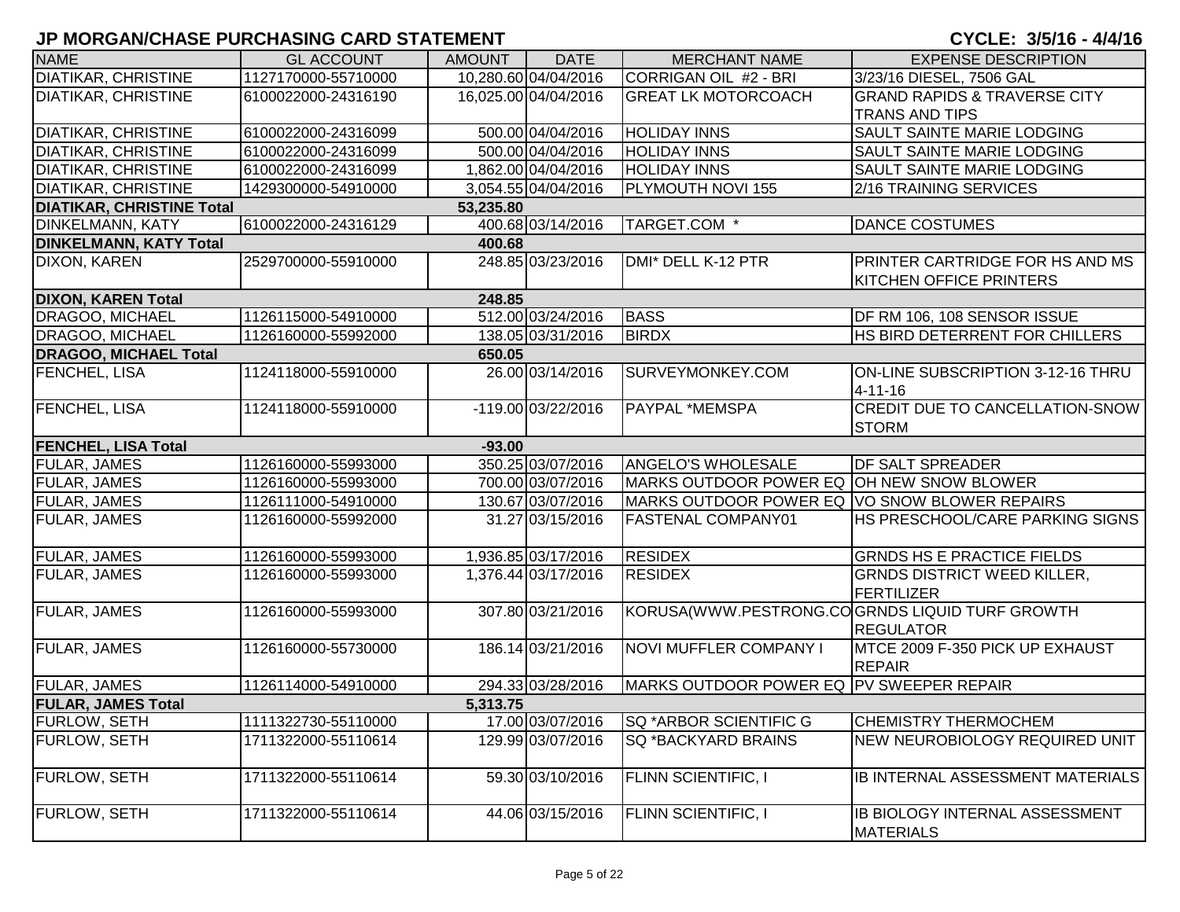# JP MORGAN/CHASE PURCHASING CARD STATEMENT

CYCLE: 3/5/16 - 4/4/16

| NAME | GL ACCOUNT | AMOUNT | DATE | MERCHANT NAME | EXPENSE DESCRIPTION |
|---|---|---|---|---|---|
| DIATIKAR, CHRISTINE | 1127170000-55710000 | 10,280.60 | 04/04/2016 | CORRIGAN OIL #2 - BRI | 3/23/16 DIESEL, 7506 GAL |
| DIATIKAR, CHRISTINE | 6100022000-24316190 | 16,025.00 | 04/04/2016 | GREAT LK MOTORCOACH | GRAND RAPIDS & TRAVERSE CITY TRANS AND TIPS |
| DIATIKAR, CHRISTINE | 6100022000-24316099 | 500.00 | 04/04/2016 | HOLIDAY INNS | SAULT SAINTE MARIE LODGING |
| DIATIKAR, CHRISTINE | 6100022000-24316099 | 500.00 | 04/04/2016 | HOLIDAY INNS | SAULT SAINTE MARIE LODGING |
| DIATIKAR, CHRISTINE | 6100022000-24316099 | 1,862.00 | 04/04/2016 | HOLIDAY INNS | SAULT SAINTE MARIE LODGING |
| DIATIKAR, CHRISTINE | 1429300000-54910000 | 3,054.55 | 04/04/2016 | PLYMOUTH NOVI 155 | 2/16 TRAINING SERVICES |
| **DIATIKAR, CHRISTINE Total** | | **53,235.80** | | | |
| DINKELMANN, KATY | 6100022000-24316129 | 400.68 | 03/14/2016 | TARGET.COM * | DANCE COSTUMES |
| **DINKELMANN, KATY Total** | | **400.68** | | | |
| DIXON, KAREN | 2529700000-55910000 | 248.85 | 03/23/2016 | DMI* DELL K-12 PTR | PRINTER CARTRIDGE FOR HS AND MS KITCHEN OFFICE PRINTERS |
| **DIXON, KAREN Total** | | **248.85** | | | |
| DRAGOO, MICHAEL | 1126115000-54910000 | 512.00 | 03/24/2016 | BASS | DF RM 106, 108 SENSOR ISSUE |
| DRAGOO, MICHAEL | 1126160000-55992000 | 138.05 | 03/31/2016 | BIRDX | HS BIRD DETERRENT FOR CHILLERS |
| **DRAGOO, MICHAEL Total** | | **650.05** | | | |
| FENCHEL, LISA | 1124118000-55910000 | 26.00 | 03/14/2016 | SURVEYMONKEY.COM | ON-LINE SUBSCRIPTION 3-12-16 THRU 4-11-16 |
| FENCHEL, LISA | 1124118000-55910000 | -119.00 | 03/22/2016 | PAYPAL *MEMSPA | CREDIT DUE TO CANCELLATION-SNOW STORM |
| **FENCHEL, LISA Total** | | **-93.00** | | | |
| FULAR, JAMES | 1126160000-55993000 | 350.25 | 03/07/2016 | ANGELO'S WHOLESALE | DF SALT SPREADER |
| FULAR, JAMES | 1126160000-55993000 | 700.00 | 03/07/2016 | MARKS OUTDOOR POWER EQ | OH NEW SNOW BLOWER |
| FULAR, JAMES | 1126111000-54910000 | 130.67 | 03/07/2016 | MARKS OUTDOOR POWER EQ | VO SNOW BLOWER REPAIRS |
| FULAR, JAMES | 1126160000-55992000 | 31.27 | 03/15/2016 | FASTENAL COMPANY01 | HS PRESCHOOL/CARE PARKING SIGNS |
| FULAR, JAMES | 1126160000-55993000 | 1,936.85 | 03/17/2016 | RESIDEX | GRNDS HS E PRACTICE FIELDS |
| FULAR, JAMES | 1126160000-55993000 | 1,376.44 | 03/17/2016 | RESIDEX | GRNDS DISTRICT WEED KILLER, FERTILIZER |
| FULAR, JAMES | 1126160000-55993000 | 307.80 | 03/21/2016 | KORUSA(WWW.PESTRONG.CO | GRNDS LIQUID TURF GROWTH REGULATOR |
| FULAR, JAMES | 1126160000-55730000 | 186.14 | 03/21/2016 | NOVI MUFFLER COMPANY I | MTCE 2009 F-350 PICK UP EXHAUST REPAIR |
| FULAR, JAMES | 1126114000-54910000 | 294.33 | 03/28/2016 | MARKS OUTDOOR POWER EQ | PV SWEEPER REPAIR |
| **FULAR, JAMES Total** | | **5,313.75** | | | |
| FURLOW, SETH | 1111322730-55110000 | 17.00 | 03/07/2016 | SQ *ARBOR SCIENTIFIC G | CHEMISTRY THERMOCHEM |
| FURLOW, SETH | 1711322000-55110614 | 129.99 | 03/07/2016 | SQ *BACKYARD BRAINS | NEW NEUROBIOLOGY REQUIRED UNIT |
| FURLOW, SETH | 1711322000-55110614 | 59.30 | 03/10/2016 | FLINN SCIENTIFIC, I | IB INTERNAL ASSESSMENT MATERIALS |
| FURLOW, SETH | 1711322000-55110614 | 44.06 | 03/15/2016 | FLINN SCIENTIFIC, I | IB BIOLOGY INTERNAL ASSESSMENT MATERIALS |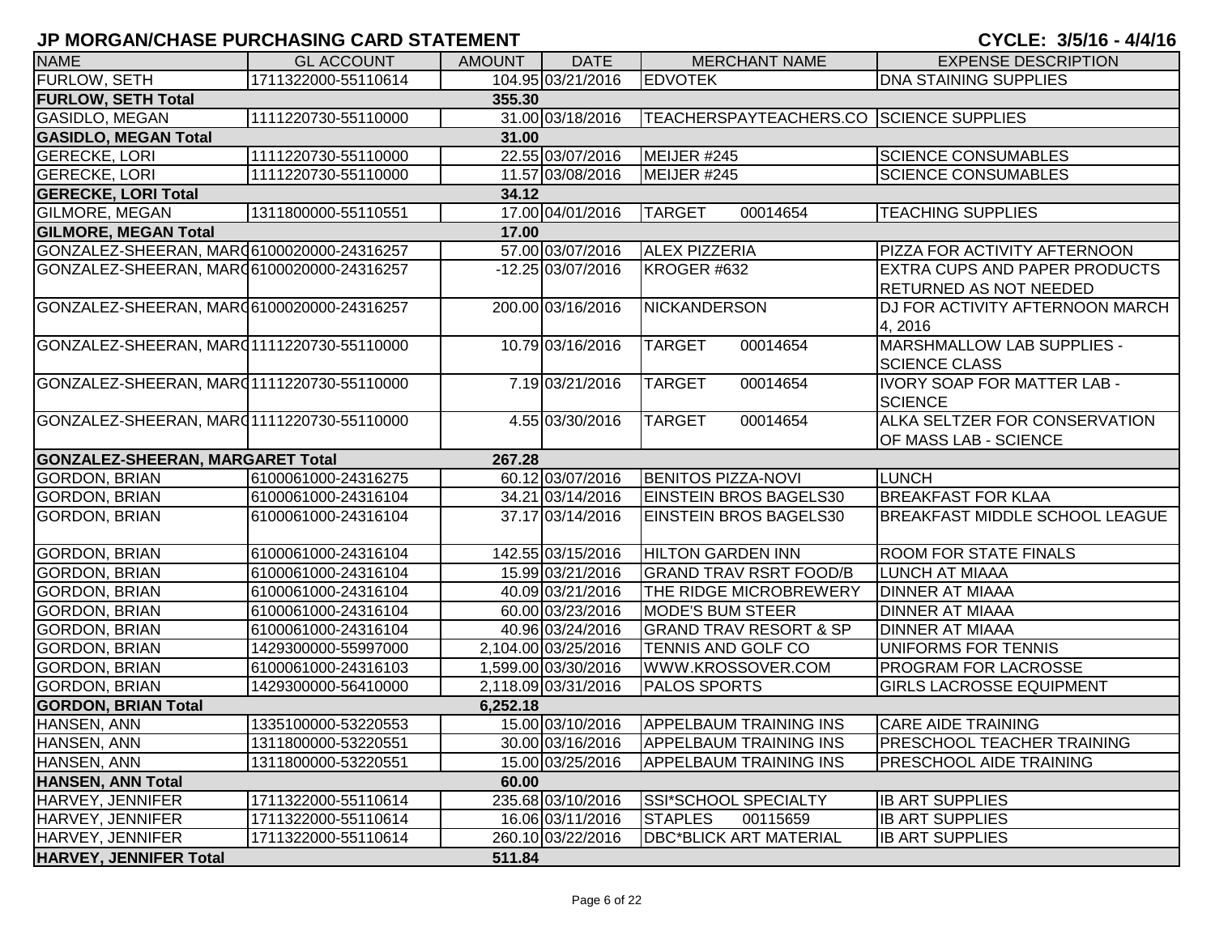## JP MORGAN/CHASE PURCHASING CARD STATEMENT

**CYCLE: 3/5/16 - 4/4/16**

| NAME | GL ACCOUNT | AMOUNT | DATE | MERCHANT NAME | EXPENSE DESCRIPTION |
|---|---|---|---|---|---|
| FURLOW, SETH | 1711322000-55110614 | 104.95 | 03/21/2016 | EDVOTEK | DNA STAINING SUPPLIES |
| **FURLOW, SETH Total** | | **355.30** | | | |
| GASIDLO, MEGAN | 1111220730-55110000 | 31.00 | 03/18/2016 | TEACHERSPAYTEACHERS.CO | SCIENCE SUPPLIES |
| **GASIDLO, MEGAN Total** | | **31.00** | | | |
| GERECKE, LORI | 1111220730-55110000 | 22.55 | 03/07/2016 | MEIJER #245 | SCIENCE CONSUMABLES |
| GERECKE, LORI | 1111220730-55110000 | 11.57 | 03/08/2016 | MEIJER #245 | SCIENCE CONSUMABLES |
| **GERECKE, LORI Total** | | **34.12** | | | |
| GILMORE, MEGAN | 1311800000-55110551 | 17.00 | 04/01/2016 | TARGET 00014654 | TEACHING SUPPLIES |
| **GILMORE, MEGAN Total** | | **17.00** | | | |
| GONZALEZ-SHEERAN, MARG | 6100020000-24316257 | 57.00 | 03/07/2016 | ALEX PIZZERIA | PIZZA FOR ACTIVITY AFTERNOON |
| GONZALEZ-SHEERAN, MARG | 6100020000-24316257 | -12.25 | 03/07/2016 | KROGER #632 | EXTRA CUPS AND PAPER PRODUCTS RETURNED AS NOT NEEDED |
| GONZALEZ-SHEERAN, MARG | 6100020000-24316257 | 200.00 | 03/16/2016 | NICKANDERSON | DJ FOR ACTIVITY AFTERNOON MARCH 4, 2016 |
| GONZALEZ-SHEERAN, MARG | 1111220730-55110000 | 10.79 | 03/16/2016 | TARGET 00014654 | MARSHMALLOW LAB SUPPLIES - SCIENCE CLASS |
| GONZALEZ-SHEERAN, MARG | 1111220730-55110000 | 7.19 | 03/21/2016 | TARGET 00014654 | IVORY SOAP FOR MATTER LAB - SCIENCE |
| GONZALEZ-SHEERAN, MARG | 1111220730-55110000 | 4.55 | 03/30/2016 | TARGET 00014654 | ALKA SELTZER FOR CONSERVATION OF MASS LAB - SCIENCE |
| **GONZALEZ-SHEERAN, MARGARET Total** | | **267.28** | | | |
| GORDON, BRIAN | 6100061000-24316275 | 60.12 | 03/07/2016 | BENITOS PIZZA-NOVI | LUNCH |
| GORDON, BRIAN | 6100061000-24316104 | 34.21 | 03/14/2016 | EINSTEIN BROS BAGELS30 | BREAKFAST FOR KLAA |
| GORDON, BRIAN | 6100061000-24316104 | 37.17 | 03/14/2016 | EINSTEIN BROS BAGELS30 | BREAKFAST MIDDLE SCHOOL LEAGUE |
| GORDON, BRIAN | 6100061000-24316104 | 142.55 | 03/15/2016 | HILTON GARDEN INN | ROOM FOR STATE FINALS |
| GORDON, BRIAN | 6100061000-24316104 | 15.99 | 03/21/2016 | GRAND TRAV RSRT FOOD/B | LUNCH AT MIAAA |
| GORDON, BRIAN | 6100061000-24316104 | 40.09 | 03/21/2016 | THE RIDGE MICROBREWERY | DINNER AT MIAAA |
| GORDON, BRIAN | 6100061000-24316104 | 60.00 | 03/23/2016 | MODE'S BUM STEER | DINNER AT MIAAA |
| GORDON, BRIAN | 6100061000-24316104 | 40.96 | 03/24/2016 | GRAND TRAV RESORT & SP | DINNER AT MIAAA |
| GORDON, BRIAN | 1429300000-55997000 | 2,104.00 | 03/25/2016 | TENNIS AND GOLF CO | UNIFORMS FOR TENNIS |
| GORDON, BRIAN | 6100061000-24316103 | 1,599.00 | 03/30/2016 | WWW.KROSSOVER.COM | PROGRAM FOR LACROSSE |
| GORDON, BRIAN | 1429300000-56410000 | 2,118.09 | 03/31/2016 | PALOS SPORTS | GIRLS LACROSSE EQUIPMENT |
| **GORDON, BRIAN Total** | | **6,252.18** | | | |
| HANSEN, ANN | 1335100000-53220553 | 15.00 | 03/10/2016 | APPELBAUM TRAINING INS | CARE AIDE TRAINING |
| HANSEN, ANN | 1311800000-53220551 | 30.00 | 03/16/2016 | APPELBAUM TRAINING INS | PRESCHOOL TEACHER TRAINING |
| HANSEN, ANN | 1311800000-53220551 | 15.00 | 03/25/2016 | APPELBAUM TRAINING INS | PRESCHOOL AIDE TRAINING |
| **HANSEN, ANN Total** | | **60.00** | | | |
| HARVEY, JENNIFER | 1711322000-55110614 | 235.68 | 03/10/2016 | SSI*SCHOOL SPECIALTY | IB ART SUPPLIES |
| HARVEY, JENNIFER | 1711322000-55110614 | 16.06 | 03/11/2016 | STAPLES 00115659 | IB ART SUPPLIES |
| HARVEY, JENNIFER | 1711322000-55110614 | 260.10 | 03/22/2016 | DBC*BLICK ART MATERIAL | IB ART SUPPLIES |
| **HARVEY, JENNIFER Total** | | **511.84** | | | |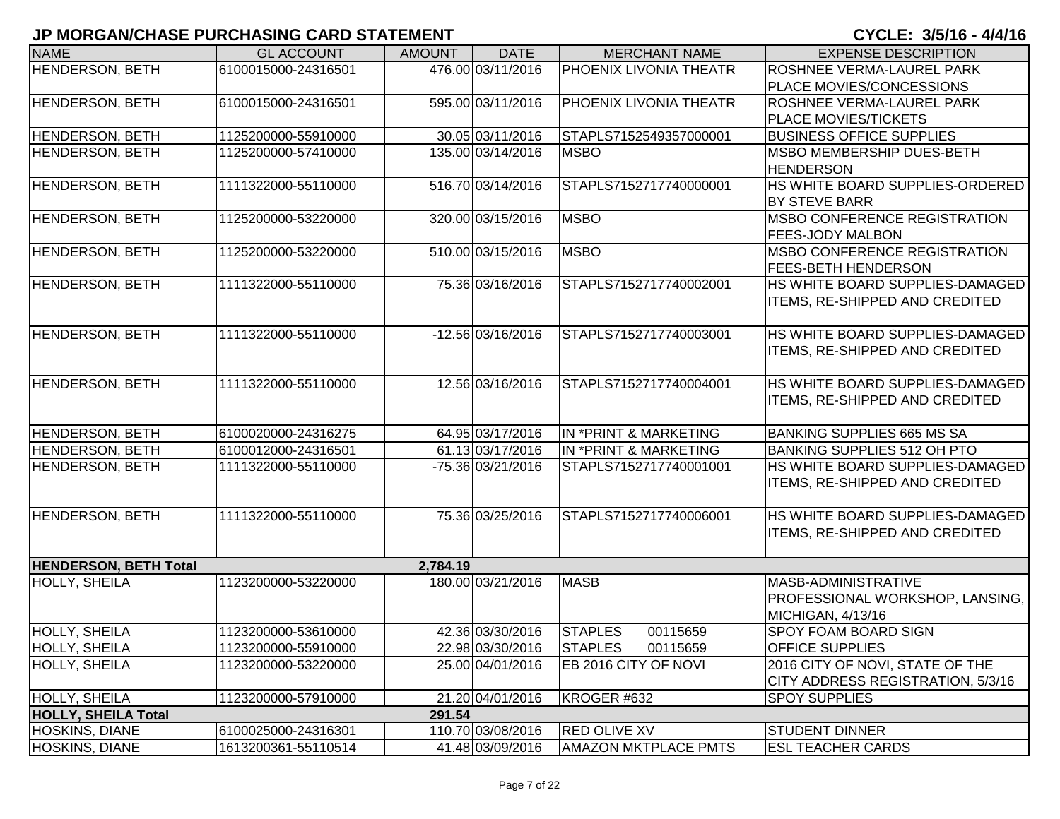# JP MORGAN/CHASE PURCHASING CARD STATEMENT

**CYCLE: 3/5/16 - 4/4/16**

| NAME | GL ACCOUNT | AMOUNT | DATE | MERCHANT NAME | EXPENSE DESCRIPTION |
|---|---|---|---|---|---|
| HENDERSON, BETH | 6100015000-24316501 | 476.00 | 03/11/2016 | PHOENIX LIVONIA THEATR | ROSHNEE VERMA-LAUREL PARK PLACE MOVIES/CONCESSIONS |
| HENDERSON, BETH | 6100015000-24316501 | 595.00 | 03/11/2016 | PHOENIX LIVONIA THEATR | ROSHNEE VERMA-LAUREL PARK PLACE MOVIES/TICKETS |
| HENDERSON, BETH | 1125200000-55910000 | 30.05 | 03/11/2016 | STAPLS7152549357000001 | BUSINESS OFFICE SUPPLIES |
| HENDERSON, BETH | 1125200000-57410000 | 135.00 | 03/14/2016 | MSBO | MSBO MEMBERSHIP DUES-BETH HENDERSON |
| HENDERSON, BETH | 1111322000-55110000 | 516.70 | 03/14/2016 | STAPLS7152717740000001 | HS WHITE BOARD SUPPLIES-ORDERED BY STEVE BARR |
| HENDERSON, BETH | 1125200000-53220000 | 320.00 | 03/15/2016 | MSBO | MSBO CONFERENCE REGISTRATION FEES-JODY MALBON |
| HENDERSON, BETH | 1125200000-53220000 | 510.00 | 03/15/2016 | MSBO | MSBO CONFERENCE REGISTRATION FEES-BETH HENDERSON |
| HENDERSON, BETH | 1111322000-55110000 | 75.36 | 03/16/2016 | STAPLS7152717740002001 | HS WHITE BOARD SUPPLIES-DAMAGED ITEMS, RE-SHIPPED AND CREDITED |
| HENDERSON, BETH | 1111322000-55110000 | -12.56 | 03/16/2016 | STAPLS7152717740003001 | HS WHITE BOARD SUPPLIES-DAMAGED ITEMS, RE-SHIPPED AND CREDITED |
| HENDERSON, BETH | 1111322000-55110000 | 12.56 | 03/16/2016 | STAPLS7152717740004001 | HS WHITE BOARD SUPPLIES-DAMAGED ITEMS, RE-SHIPPED AND CREDITED |
| HENDERSON, BETH | 6100020000-24316275 | 64.95 | 03/17/2016 | IN *PRINT & MARKETING | BANKING SUPPLIES 665 MS SA |
| HENDERSON, BETH | 6100012000-24316501 | 61.13 | 03/17/2016 | IN *PRINT & MARKETING | BANKING SUPPLIES 512 OH PTO |
| HENDERSON, BETH | 1111322000-55110000 | -75.36 | 03/21/2016 | STAPLS7152717740001001 | HS WHITE BOARD SUPPLIES-DAMAGED ITEMS, RE-SHIPPED AND CREDITED |
| HENDERSON, BETH | 1111322000-55110000 | 75.36 | 03/25/2016 | STAPLS7152717740006001 | HS WHITE BOARD SUPPLIES-DAMAGED ITEMS, RE-SHIPPED AND CREDITED |
| **HENDERSON, BETH Total** | | **2,784.19** | | | |
| HOLLY, SHEILA | 1123200000-53220000 | 180.00 | 03/21/2016 | MASB | MASB-ADMINISTRATIVE PROFESSIONAL WORKSHOP, LANSING, MICHIGAN, 4/13/16 |
| HOLLY, SHEILA | 1123200000-53610000 | 42.36 | 03/30/2016 | STAPLES 00115659 | SPOY FOAM BOARD SIGN |
| HOLLY, SHEILA | 1123200000-55910000 | 22.98 | 03/30/2016 | STAPLES 00115659 | OFFICE SUPPLIES |
| HOLLY, SHEILA | 1123200000-53220000 | 25.00 | 04/01/2016 | EB 2016 CITY OF NOVI | 2016 CITY OF NOVI, STATE OF THE CITY ADDRESS REGISTRATION, 5/3/16 |
| HOLLY, SHEILA | 1123200000-57910000 | 21.20 | 04/01/2016 | KROGER #632 | SPOY SUPPLIES |
| **HOLLY, SHEILA Total** | | **291.54** | | | |
| HOSKINS, DIANE | 6100025000-24316301 | 110.70 | 03/08/2016 | RED OLIVE XV | STUDENT DINNER |
| HOSKINS, DIANE | 1613200361-55110514 | 41.48 | 03/09/2016 | AMAZON MKTPLACE PMTS | ESL TEACHER CARDS |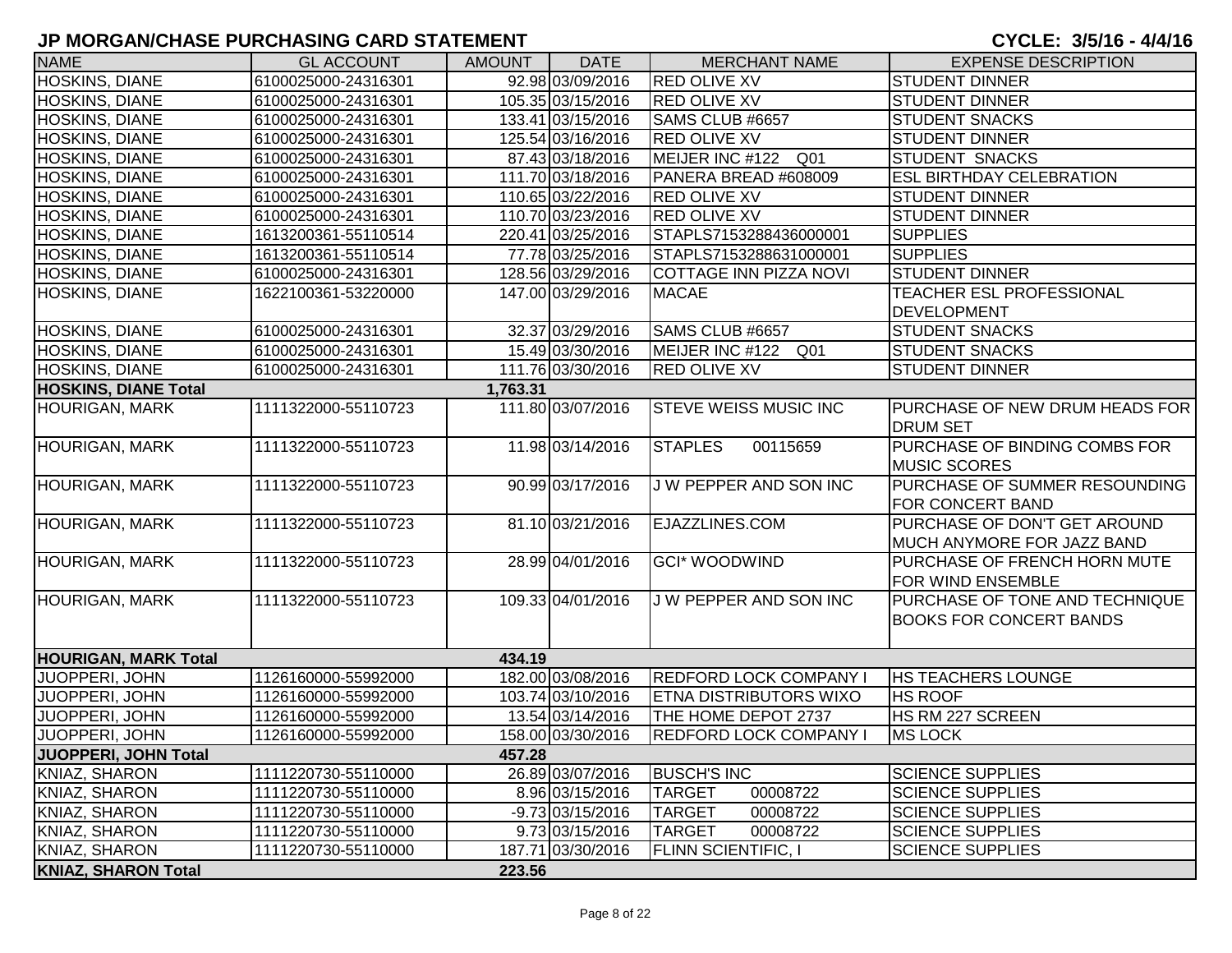# JP MORGAN/CHASE PURCHASING CARD STATEMENT

**CYCLE: 3/5/16 - 4/4/16**

| NAME | GL ACCOUNT | AMOUNT | DATE | MERCHANT NAME | EXPENSE DESCRIPTION |
|---|---|---|---|---|---|
| HOSKINS, DIANE | 6100025000-24316301 | 92.98 | 03/09/2016 | RED OLIVE XV | STUDENT DINNER |
| HOSKINS, DIANE | 6100025000-24316301 | 105.35 | 03/15/2016 | RED OLIVE XV | STUDENT DINNER |
| HOSKINS, DIANE | 6100025000-24316301 | 133.41 | 03/15/2016 | SAMS CLUB #6657 | STUDENT SNACKS |
| HOSKINS, DIANE | 6100025000-24316301 | 125.54 | 03/16/2016 | RED OLIVE XV | STUDENT DINNER |
| HOSKINS, DIANE | 6100025000-24316301 | 87.43 | 03/18/2016 | MEIJER INC #122 Q01 | STUDENT SNACKS |
| HOSKINS, DIANE | 6100025000-24316301 | 111.70 | 03/18/2016 | PANERA BREAD #608009 | ESL BIRTHDAY CELEBRATION |
| HOSKINS, DIANE | 6100025000-24316301 | 110.65 | 03/22/2016 | RED OLIVE XV | STUDENT DINNER |
| HOSKINS, DIANE | 6100025000-24316301 | 110.70 | 03/23/2016 | RED OLIVE XV | STUDENT DINNER |
| HOSKINS, DIANE | 1613200361-55110514 | 220.41 | 03/25/2016 | STAPLS7153288436000001 | SUPPLIES |
| HOSKINS, DIANE | 1613200361-55110514 | 77.78 | 03/25/2016 | STAPLS7153288631000001 | SUPPLIES |
| HOSKINS, DIANE | 6100025000-24316301 | 128.56 | 03/29/2016 | COTTAGE INN PIZZA NOVI | STUDENT DINNER |
| HOSKINS, DIANE | 1622100361-53220000 | 147.00 | 03/29/2016 | MACAE | TEACHER ESL PROFESSIONAL DEVELOPMENT |
| HOSKINS, DIANE | 6100025000-24316301 | 32.37 | 03/29/2016 | SAMS CLUB #6657 | STUDENT SNACKS |
| HOSKINS, DIANE | 6100025000-24316301 | 15.49 | 03/30/2016 | MEIJER INC #122 Q01 | STUDENT SNACKS |
| HOSKINS, DIANE | 6100025000-24316301 | 111.76 | 03/30/2016 | RED OLIVE XV | STUDENT DINNER |
| **HOSKINS, DIANE Total** | | **1,763.31** | | | |
| HOURIGAN, MARK | 1111322000-55110723 | 111.80 | 03/07/2016 | STEVE WEISS MUSIC INC | PURCHASE OF NEW DRUM HEADS FOR DRUM SET |
| HOURIGAN, MARK | 1111322000-55110723 | 11.98 | 03/14/2016 | STAPLES 00115659 | PURCHASE OF BINDING COMBS FOR MUSIC SCORES |
| HOURIGAN, MARK | 1111322000-55110723 | 90.99 | 03/17/2016 | J W PEPPER AND SON INC | PURCHASE OF SUMMER RESOUNDING FOR CONCERT BAND |
| HOURIGAN, MARK | 1111322000-55110723 | 81.10 | 03/21/2016 | EJAZZLINES.COM | PURCHASE OF DON'T GET AROUND MUCH ANYMORE FOR JAZZ BAND |
| HOURIGAN, MARK | 1111322000-55110723 | 28.99 | 04/01/2016 | GCI* WOODWIND | PURCHASE OF FRENCH HORN MUTE FOR WIND ENSEMBLE |
| HOURIGAN, MARK | 1111322000-55110723 | 109.33 | 04/01/2016 | J W PEPPER AND SON INC | PURCHASE OF TONE AND TECHNIQUE BOOKS FOR CONCERT BANDS |
| **HOURIGAN, MARK Total** | | **434.19** | | | |
| JUOPPERI, JOHN | 1126160000-55992000 | 182.00 | 03/08/2016 | REDFORD LOCK COMPANY I | HS TEACHERS LOUNGE |
| JUOPPERI, JOHN | 1126160000-55992000 | 103.74 | 03/10/2016 | ETNA DISTRIBUTORS WIXO | HS ROOF |
| JUOPPERI, JOHN | 1126160000-55992000 | 13.54 | 03/14/2016 | THE HOME DEPOT 2737 | HS RM 227 SCREEN |
| JUOPPERI, JOHN | 1126160000-55992000 | 158.00 | 03/30/2016 | REDFORD LOCK COMPANY I | MS LOCK |
| **JUOPPERI, JOHN Total** | | **457.28** | | | |
| KNIAZ, SHARON | 1111220730-55110000 | 26.89 | 03/07/2016 | BUSCH'S INC | SCIENCE SUPPLIES |
| KNIAZ, SHARON | 1111220730-55110000 | 8.96 | 03/15/2016 | TARGET 00008722 | SCIENCE SUPPLIES |
| KNIAZ, SHARON | 1111220730-55110000 | -9.73 | 03/15/2016 | TARGET 00008722 | SCIENCE SUPPLIES |
| KNIAZ, SHARON | 1111220730-55110000 | 9.73 | 03/15/2016 | TARGET 00008722 | SCIENCE SUPPLIES |
| KNIAZ, SHARON | 1111220730-55110000 | 187.71 | 03/30/2016 | FLINN SCIENTIFIC, I | SCIENCE SUPPLIES |
| **KNIAZ, SHARON Total** | | **223.56** | | | |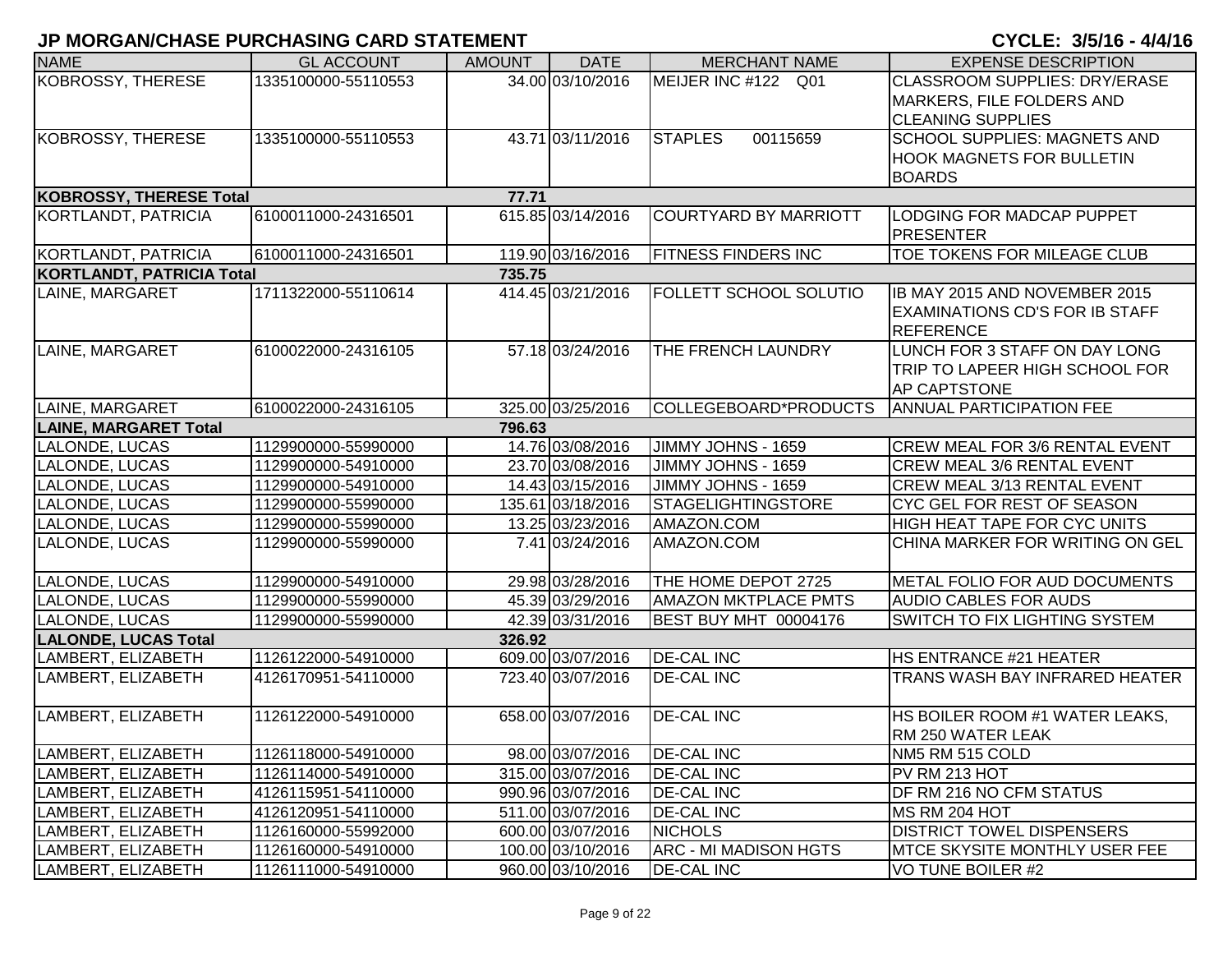# JP MORGAN/CHASE PURCHASING CARD STATEMENT

**CYCLE: 3/5/16 - 4/4/16**

| NAME | GL ACCOUNT | AMOUNT | DATE | MERCHANT NAME | EXPENSE DESCRIPTION |
|---|---|---|---|---|---|
| KOBROSSY, THERESE | 1335100000-55110553 | 34.00 | 03/10/2016 | MEIJER INC #122 Q01 | CLASSROOM SUPPLIES: DRY/ERASE MARKERS, FILE FOLDERS AND CLEANING SUPPLIES |
| KOBROSSY, THERESE | 1335100000-55110553 | 43.71 | 03/11/2016 | STAPLES 00115659 | SCHOOL SUPPLIES: MAGNETS AND HOOK MAGNETS FOR BULLETIN BOARDS |
| **KOBROSSY, THERESE Total** | | **77.71** | | | |
| KORTLANDT, PATRICIA | 6100011000-24316501 | 615.85 | 03/14/2016 | COURTYARD BY MARRIOTT | LODGING FOR MADCAP PUPPET PRESENTER |
| KORTLANDT, PATRICIA | 6100011000-24316501 | 119.90 | 03/16/2016 | FITNESS FINDERS INC | TOE TOKENS FOR MILEAGE CLUB |
| **KORTLANDT, PATRICIA Total** | | **735.75** | | | |
| LAINE, MARGARET | 1711322000-55110614 | 414.45 | 03/21/2016 | FOLLETT SCHOOL SOLUTIO | IB MAY 2015 AND NOVEMBER 2015 EXAMINATIONS CD'S FOR IB STAFF REFERENCE |
| LAINE, MARGARET | 6100022000-24316105 | 57.18 | 03/24/2016 | THE FRENCH LAUNDRY | LUNCH FOR 3 STAFF ON DAY LONG TRIP TO LAPEER HIGH SCHOOL FOR AP CAPTSTONE |
| LAINE, MARGARET | 6100022000-24316105 | 325.00 | 03/25/2016 | COLLEGEBOARD*PRODUCTS | ANNUAL PARTICIPATION FEE |
| **LAINE, MARGARET Total** | | **796.63** | | | |
| LALONDE, LUCAS | 1129900000-55990000 | 14.76 | 03/08/2016 | JIMMY JOHNS - 1659 | CREW MEAL FOR 3/6 RENTAL EVENT |
| LALONDE, LUCAS | 1129900000-54910000 | 23.70 | 03/08/2016 | JIMMY JOHNS - 1659 | CREW MEAL 3/6 RENTAL EVENT |
| LALONDE, LUCAS | 1129900000-54910000 | 14.43 | 03/15/2016 | JIMMY JOHNS - 1659 | CREW MEAL 3/13 RENTAL EVENT |
| LALONDE, LUCAS | 1129900000-55990000 | 135.61 | 03/18/2016 | STAGELIGHTINGSTORE | CYC GEL FOR REST OF SEASON |
| LALONDE, LUCAS | 1129900000-55990000 | 13.25 | 03/23/2016 | AMAZON.COM | HIGH HEAT TAPE FOR CYC UNITS |
| LALONDE, LUCAS | 1129900000-55990000 | 7.41 | 03/24/2016 | AMAZON.COM | CHINA MARKER FOR WRITING ON GEL |
| LALONDE, LUCAS | 1129900000-54910000 | 29.98 | 03/28/2016 | THE HOME DEPOT 2725 | METAL FOLIO FOR AUD DOCUMENTS |
| LALONDE, LUCAS | 1129900000-55990000 | 45.39 | 03/29/2016 | AMAZON MKTPLACE PMTS | AUDIO CABLES FOR AUDS |
| LALONDE, LUCAS | 1129900000-55990000 | 42.39 | 03/31/2016 | BEST BUY MHT 00004176 | SWITCH TO FIX LIGHTING SYSTEM |
| **LALONDE, LUCAS Total** | | **326.92** | | | |
| LAMBERT, ELIZABETH | 1126122000-54910000 | 609.00 | 03/07/2016 | DE-CAL INC | HS ENTRANCE #21 HEATER |
| LAMBERT, ELIZABETH | 4126170951-54110000 | 723.40 | 03/07/2016 | DE-CAL INC | TRANS WASH BAY INFRARED HEATER |
| LAMBERT, ELIZABETH | 1126122000-54910000 | 658.00 | 03/07/2016 | DE-CAL INC | HS BOILER ROOM #1 WATER LEAKS, RM 250 WATER LEAK |
| LAMBERT, ELIZABETH | 1126118000-54910000 | 98.00 | 03/07/2016 | DE-CAL INC | NM5 RM 515 COLD |
| LAMBERT, ELIZABETH | 1126114000-54910000 | 315.00 | 03/07/2016 | DE-CAL INC | PV RM 213 HOT |
| LAMBERT, ELIZABETH | 4126115951-54110000 | 990.96 | 03/07/2016 | DE-CAL INC | DF RM 216 NO CFM STATUS |
| LAMBERT, ELIZABETH | 4126120951-54110000 | 511.00 | 03/07/2016 | DE-CAL INC | MS RM 204 HOT |
| LAMBERT, ELIZABETH | 1126160000-55992000 | 600.00 | 03/07/2016 | NICHOLS | DISTRICT TOWEL DISPENSERS |
| LAMBERT, ELIZABETH | 1126160000-54910000 | 100.00 | 03/10/2016 | ARC - MI MADISON HGTS | MTCE SKYSITE MONTHLY USER FEE |
| LAMBERT, ELIZABETH | 1126111000-54910000 | 960.00 | 03/10/2016 | DE-CAL INC | VO TUNE BOILER #2 |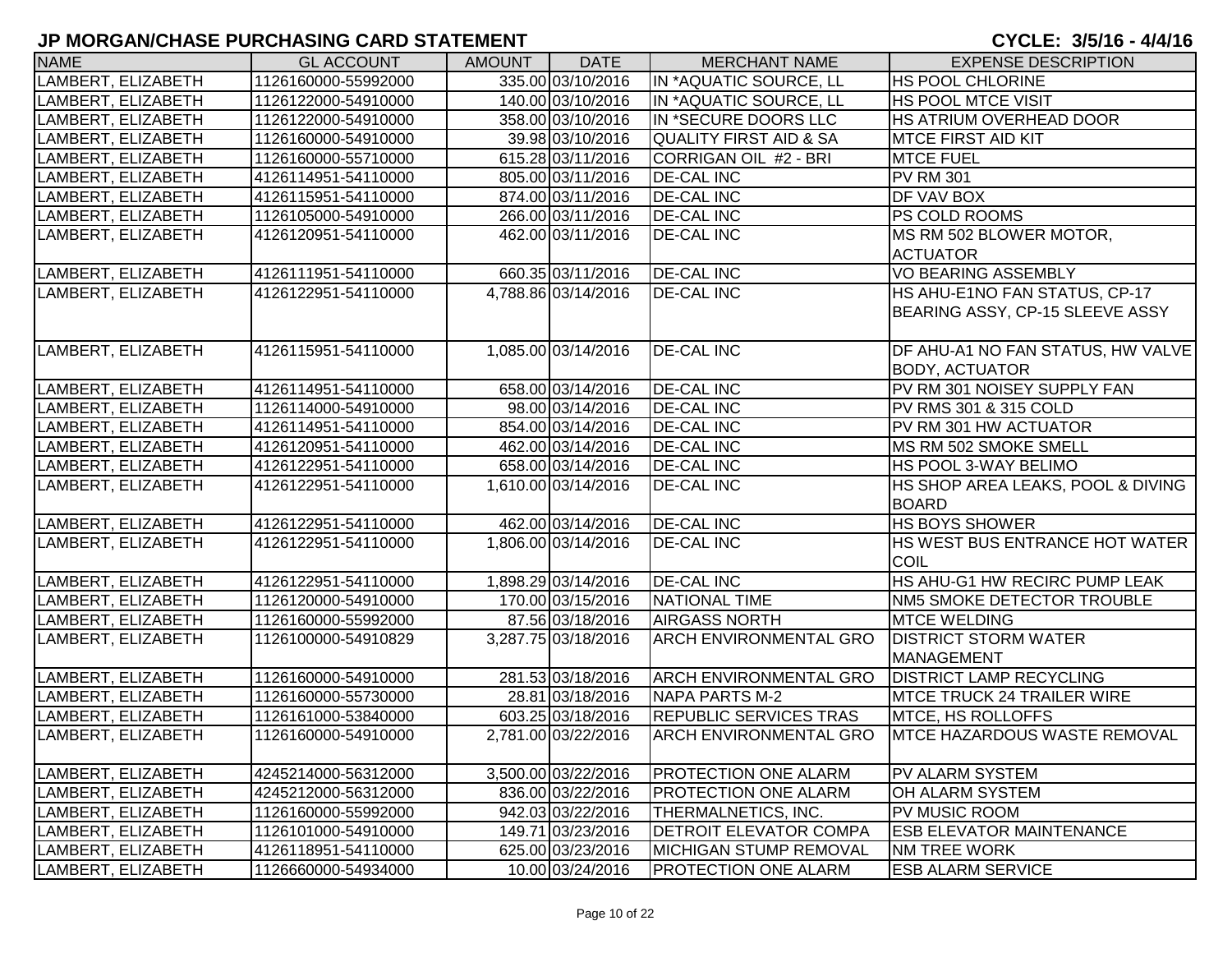## JP MORGAN/CHASE PURCHASING CARD STATEMENT

**CYCLE: 3/5/16 - 4/4/16**

| NAME | GL ACCOUNT | AMOUNT | DATE | MERCHANT NAME | EXPENSE DESCRIPTION |
|---|---|---|---|---|---|
| LAMBERT, ELIZABETH | 1126160000-55992000 | 335.00 | 03/10/2016 | IN *AQUATIC SOURCE, LL | HS POOL CHLORINE |
| LAMBERT, ELIZABETH | 1126122000-54910000 | 140.00 | 03/10/2016 | IN *AQUATIC SOURCE, LL | HS POOL MTCE VISIT |
| LAMBERT, ELIZABETH | 1126122000-54910000 | 358.00 | 03/10/2016 | IN *SECURE DOORS LLC | HS ATRIUM OVERHEAD DOOR |
| LAMBERT, ELIZABETH | 1126160000-54910000 | 39.98 | 03/10/2016 | QUALITY FIRST AID & SA | MTCE FIRST AID KIT |
| LAMBERT, ELIZABETH | 1126160000-55710000 | 615.28 | 03/11/2016 | CORRIGAN OIL #2 - BRI | MTCE FUEL |
| LAMBERT, ELIZABETH | 4126114951-54110000 | 805.00 | 03/11/2016 | DE-CAL INC | PV RM 301 |
| LAMBERT, ELIZABETH | 4126115951-54110000 | 874.00 | 03/11/2016 | DE-CAL INC | DF VAV BOX |
| LAMBERT, ELIZABETH | 1126105000-54910000 | 266.00 | 03/11/2016 | DE-CAL INC | PS COLD ROOMS |
| LAMBERT, ELIZABETH | 4126120951-54110000 | 462.00 | 03/11/2016 | DE-CAL INC | MS RM 502 BLOWER MOTOR, ACTUATOR |
| LAMBERT, ELIZABETH | 4126111951-54110000 | 660.35 | 03/11/2016 | DE-CAL INC | VO BEARING ASSEMBLY |
| LAMBERT, ELIZABETH | 4126122951-54110000 | 4,788.86 | 03/14/2016 | DE-CAL INC | HS AHU-E1NO FAN STATUS, CP-17 BEARING ASSY, CP-15 SLEEVE ASSY |
| LAMBERT, ELIZABETH | 4126115951-54110000 | 1,085.00 | 03/14/2016 | DE-CAL INC | DF AHU-A1 NO FAN STATUS, HW VALVE BODY, ACTUATOR |
| LAMBERT, ELIZABETH | 4126114951-54110000 | 658.00 | 03/14/2016 | DE-CAL INC | PV RM 301 NOISEY SUPPLY FAN |
| LAMBERT, ELIZABETH | 1126114000-54910000 | 98.00 | 03/14/2016 | DE-CAL INC | PV RMS 301 & 315 COLD |
| LAMBERT, ELIZABETH | 4126114951-54110000 | 854.00 | 03/14/2016 | DE-CAL INC | PV RM 301 HW ACTUATOR |
| LAMBERT, ELIZABETH | 4126120951-54110000 | 462.00 | 03/14/2016 | DE-CAL INC | MS RM 502 SMOKE SMELL |
| LAMBERT, ELIZABETH | 4126122951-54110000 | 658.00 | 03/14/2016 | DE-CAL INC | HS POOL 3-WAY BELIMO |
| LAMBERT, ELIZABETH | 4126122951-54110000 | 1,610.00 | 03/14/2016 | DE-CAL INC | HS SHOP AREA LEAKS, POOL & DIVING BOARD |
| LAMBERT, ELIZABETH | 4126122951-54110000 | 462.00 | 03/14/2016 | DE-CAL INC | HS BOYS SHOWER |
| LAMBERT, ELIZABETH | 4126122951-54110000 | 1,806.00 | 03/14/2016 | DE-CAL INC | HS WEST BUS ENTRANCE HOT WATER COIL |
| LAMBERT, ELIZABETH | 4126122951-54110000 | 1,898.29 | 03/14/2016 | DE-CAL INC | HS AHU-G1 HW RECIRC PUMP LEAK |
| LAMBERT, ELIZABETH | 1126120000-54910000 | 170.00 | 03/15/2016 | NATIONAL TIME | NM5 SMOKE DETECTOR TROUBLE |
| LAMBERT, ELIZABETH | 1126160000-55992000 | 87.56 | 03/18/2016 | AIRGASS NORTH | MTCE WELDING |
| LAMBERT, ELIZABETH | 1126100000-54910829 | 3,287.75 | 03/18/2016 | ARCH ENVIRONMENTAL GRO | DISTRICT STORM WATER MANAGEMENT |
| LAMBERT, ELIZABETH | 1126160000-54910000 | 281.53 | 03/18/2016 | ARCH ENVIRONMENTAL GRO | DISTRICT LAMP RECYCLING |
| LAMBERT, ELIZABETH | 1126160000-55730000 | 28.81 | 03/18/2016 | NAPA PARTS M-2 | MTCE TRUCK 24 TRAILER WIRE |
| LAMBERT, ELIZABETH | 1126161000-53840000 | 603.25 | 03/18/2016 | REPUBLIC SERVICES TRAS | MTCE, HS ROLLOFFS |
| LAMBERT, ELIZABETH | 1126160000-54910000 | 2,781.00 | 03/22/2016 | ARCH ENVIRONMENTAL GRO | MTCE HAZARDOUS WASTE REMOVAL |
| LAMBERT, ELIZABETH | 4245214000-56312000 | 3,500.00 | 03/22/2016 | PROTECTION ONE ALARM | PV ALARM SYSTEM |
| LAMBERT, ELIZABETH | 4245212000-56312000 | 836.00 | 03/22/2016 | PROTECTION ONE ALARM | OH ALARM SYSTEM |
| LAMBERT, ELIZABETH | 1126160000-55992000 | 942.03 | 03/22/2016 | THERMALNETICS, INC. | PV MUSIC ROOM |
| LAMBERT, ELIZABETH | 1126101000-54910000 | 149.71 | 03/23/2016 | DETROIT ELEVATOR COMPA | ESB ELEVATOR MAINTENANCE |
| LAMBERT, ELIZABETH | 4126118951-54110000 | 625.00 | 03/23/2016 | MICHIGAN STUMP REMOVAL | NM TREE WORK |
| LAMBERT, ELIZABETH | 1126660000-54934000 | 10.00 | 03/24/2016 | PROTECTION ONE ALARM | ESB ALARM SERVICE |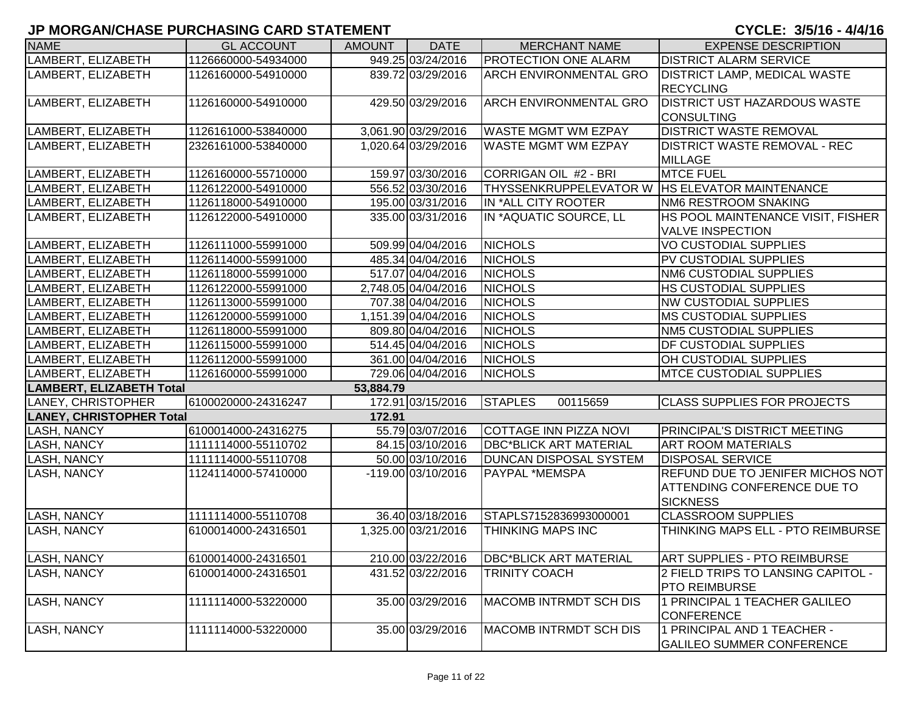# JP MORGAN/CHASE PURCHASING CARD STATEMENT

CYCLE: 3/5/16 - 4/4/16

| NAME | GL ACCOUNT | AMOUNT | DATE | MERCHANT NAME | EXPENSE DESCRIPTION |
|---|---|---|---|---|---|
| LAMBERT, ELIZABETH | 1126660000-54934000 | 949.25 | 03/24/2016 | PROTECTION ONE ALARM | DISTRICT ALARM SERVICE |
| LAMBERT, ELIZABETH | 1126160000-54910000 | 839.72 | 03/29/2016 | ARCH ENVIRONMENTAL GRO | DISTRICT LAMP, MEDICAL WASTE RECYCLING |
| LAMBERT, ELIZABETH | 1126160000-54910000 | 429.50 | 03/29/2016 | ARCH ENVIRONMENTAL GRO | DISTRICT UST HAZARDOUS WASTE CONSULTING |
| LAMBERT, ELIZABETH | 1126161000-53840000 | 3,061.90 | 03/29/2016 | WASTE MGMT WM EZPAY | DISTRICT WASTE REMOVAL |
| LAMBERT, ELIZABETH | 2326161000-53840000 | 1,020.64 | 03/29/2016 | WASTE MGMT WM EZPAY | DISTRICT WASTE REMOVAL - REC MILLAGE |
| LAMBERT, ELIZABETH | 1126160000-55710000 | 159.97 | 03/30/2016 | CORRIGAN OIL #2 - BRI | MTCE FUEL |
| LAMBERT, ELIZABETH | 1126122000-54910000 | 556.52 | 03/30/2016 | THYSSENKRUPPELEVATOR W | HS ELEVATOR MAINTENANCE |
| LAMBERT, ELIZABETH | 1126118000-54910000 | 195.00 | 03/31/2016 | IN *ALL CITY ROOTER | NM6 RESTROOM SNAKING |
| LAMBERT, ELIZABETH | 1126122000-54910000 | 335.00 | 03/31/2016 | IN *AQUATIC SOURCE, LL | HS POOL MAINTENANCE VISIT, FISHER VALVE INSPECTION |
| LAMBERT, ELIZABETH | 1126111000-55991000 | 509.99 | 04/04/2016 | NICHOLS | VO CUSTODIAL SUPPLIES |
| LAMBERT, ELIZABETH | 1126114000-55991000 | 485.34 | 04/04/2016 | NICHOLS | PV CUSTODIAL SUPPLIES |
| LAMBERT, ELIZABETH | 1126118000-55991000 | 517.07 | 04/04/2016 | NICHOLS | NM6 CUSTODIAL SUPPLIES |
| LAMBERT, ELIZABETH | 1126122000-55991000 | 2,748.05 | 04/04/2016 | NICHOLS | HS CUSTODIAL SUPPLIES |
| LAMBERT, ELIZABETH | 1126113000-55991000 | 707.38 | 04/04/2016 | NICHOLS | NW CUSTODIAL SUPPLIES |
| LAMBERT, ELIZABETH | 1126120000-55991000 | 1,151.39 | 04/04/2016 | NICHOLS | MS CUSTODIAL SUPPLIES |
| LAMBERT, ELIZABETH | 1126118000-55991000 | 809.80 | 04/04/2016 | NICHOLS | NM5 CUSTODIAL SUPPLIES |
| LAMBERT, ELIZABETH | 1126115000-55991000 | 514.45 | 04/04/2016 | NICHOLS | DF CUSTODIAL SUPPLIES |
| LAMBERT, ELIZABETH | 1126112000-55991000 | 361.00 | 04/04/2016 | NICHOLS | OH CUSTODIAL SUPPLIES |
| LAMBERT, ELIZABETH | 1126160000-55991000 | 729.06 | 04/04/2016 | NICHOLS | MTCE CUSTODIAL SUPPLIES |
| **LAMBERT, ELIZABETH Total** | | **53,884.79** | | | |
| LANEY, CHRISTOPHER | 6100020000-24316247 | 172.91 | 03/15/2016 | STAPLES 00115659 | CLASS SUPPLIES FOR PROJECTS |
| **LANEY, CHRISTOPHER Total** | | **172.91** | | | |
| LASH, NANCY | 6100014000-24316275 | 55.79 | 03/07/2016 | COTTAGE INN PIZZA NOVI | PRINCIPAL'S DISTRICT MEETING |
| LASH, NANCY | 1111114000-55110702 | 84.15 | 03/10/2016 | DBC*BLICK ART MATERIAL | ART ROOM MATERIALS |
| LASH, NANCY | 1111114000-55110708 | 50.00 | 03/10/2016 | DUNCAN DISPOSAL SYSTEM | DISPOSAL SERVICE |
| LASH, NANCY | 1124114000-57410000 | -119.00 | 03/10/2016 | PAYPAL *MEMSPA | REFUND DUE TO JENIFER MICHOS NOT ATTENDING CONFERENCE DUE TO SICKNESS |
| LASH, NANCY | 1111114000-55110708 | 36.40 | 03/18/2016 | STAPLS7152836993000001 | CLASSROOM SUPPLIES |
| LASH, NANCY | 6100014000-24316501 | 1,325.00 | 03/21/2016 | THINKING MAPS INC | THINKING MAPS ELL - PTO REIMBURSE |
| LASH, NANCY | 6100014000-24316501 | 210.00 | 03/22/2016 | DBC*BLICK ART MATERIAL | ART SUPPLIES - PTO REIMBURSE |
| LASH, NANCY | 6100014000-24316501 | 431.52 | 03/22/2016 | TRINITY COACH | 2 FIELD TRIPS TO LANSING CAPITOL - PTO REIMBURSE |
| LASH, NANCY | 1111114000-53220000 | 35.00 | 03/29/2016 | MACOMB INTRMDT SCH DIS | 1 PRINCIPAL 1 TEACHER GALILEO CONFERENCE |
| LASH, NANCY | 1111114000-53220000 | 35.00 | 03/29/2016 | MACOMB INTRMDT SCH DIS | 1 PRINCIPAL AND 1 TEACHER - GALILEO SUMMER CONFERENCE |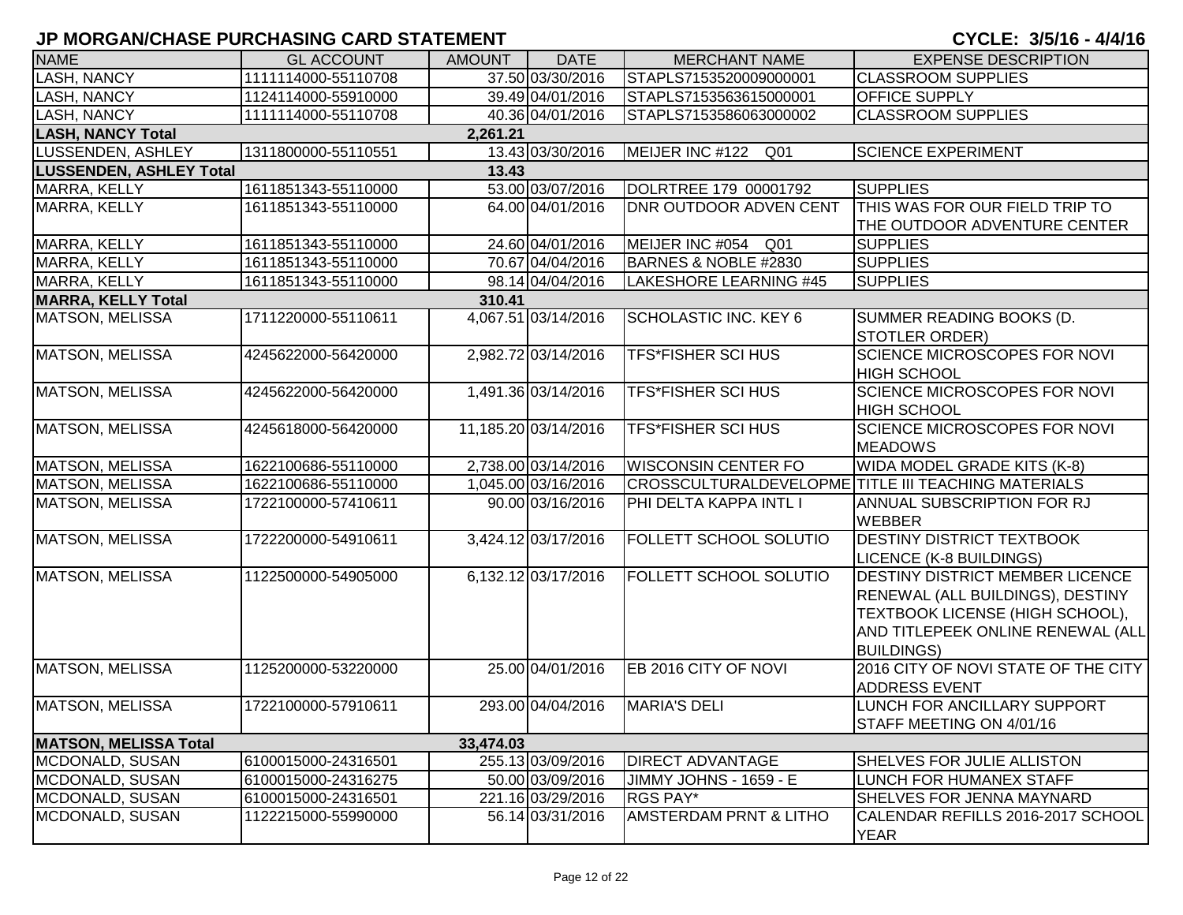# JP MORGAN/CHASE PURCHASING CARD STATEMENT

**CYCLE: 3/5/16 - 4/4/16**

| NAME | GL ACCOUNT | AMOUNT | DATE | MERCHANT NAME | EXPENSE DESCRIPTION |
|---|---|---|---|---|---|
| LASH, NANCY | 1111114000-55110708 | 37.50 | 03/30/2016 | STAPLS7153520009000001 | CLASSROOM SUPPLIES |
| LASH, NANCY | 1124114000-55910000 | 39.49 | 04/01/2016 | STAPLS7153563615000001 | OFFICE SUPPLY |
| LASH, NANCY | 1111114000-55110708 | 40.36 | 04/01/2016 | STAPLS7153586063000002 | CLASSROOM SUPPLIES |
| **LASH, NANCY Total** | | **2,261.21** | | | |
| LUSSENDEN, ASHLEY | 1311800000-55110551 | 13.43 | 03/30/2016 | MEIJER INC #122 Q01 | SCIENCE EXPERIMENT |
| **LUSSENDEN, ASHLEY Total** | | **13.43** | | | |
| MARRA, KELLY | 1611851343-55110000 | 53.00 | 03/07/2016 | DOLRTREE 179 00001792 | SUPPLIES |
| MARRA, KELLY | 1611851343-55110000 | 64.00 | 04/01/2016 | DNR OUTDOOR ADVEN CENT | THIS WAS FOR OUR FIELD TRIP TO THE OUTDOOR ADVENTURE CENTER |
| MARRA, KELLY | 1611851343-55110000 | 24.60 | 04/01/2016 | MEIJER INC #054 Q01 | SUPPLIES |
| MARRA, KELLY | 1611851343-55110000 | 70.67 | 04/04/2016 | BARNES & NOBLE #2830 | SUPPLIES |
| MARRA, KELLY | 1611851343-55110000 | 98.14 | 04/04/2016 | LAKESHORE LEARNING #45 | SUPPLIES |
| **MARRA, KELLY Total** | | **310.41** | | | |
| MATSON, MELISSA | 1711220000-55110611 | 4,067.51 | 03/14/2016 | SCHOLASTIC INC. KEY 6 | SUMMER READING BOOKS (D. STOTLER ORDER) |
| MATSON, MELISSA | 4245622000-56420000 | 2,982.72 | 03/14/2016 | TFS*FISHER SCI HUS | SCIENCE MICROSCOPES FOR NOVI HIGH SCHOOL |
| MATSON, MELISSA | 4245622000-56420000 | 1,491.36 | 03/14/2016 | TFS*FISHER SCI HUS | SCIENCE MICROSCOPES FOR NOVI HIGH SCHOOL |
| MATSON, MELISSA | 4245618000-56420000 | 11,185.20 | 03/14/2016 | TFS*FISHER SCI HUS | SCIENCE MICROSCOPES FOR NOVI MEADOWS |
| MATSON, MELISSA | 1622100686-55110000 | 2,738.00 | 03/14/2016 | WISCONSIN CENTER FO | WIDA MODEL GRADE KITS (K-8) |
| MATSON, MELISSA | 1622100686-55110000 | 1,045.00 | 03/16/2016 | CROSSCULTURALDEVELOPME | TITLE III TEACHING MATERIALS |
| MATSON, MELISSA | 1722100000-57410611 | 90.00 | 03/16/2016 | PHI DELTA KAPPA INTL I | ANNUAL SUBSCRIPTION FOR RJ WEBBER |
| MATSON, MELISSA | 1722200000-54910611 | 3,424.12 | 03/17/2016 | FOLLETT SCHOOL SOLUTIO | DESTINY DISTRICT TEXTBOOK LICENCE (K-8 BUILDINGS) |
| MATSON, MELISSA | 1122500000-54905000 | 6,132.12 | 03/17/2016 | FOLLETT SCHOOL SOLUTIO | DESTINY DISTRICT MEMBER LICENCE RENEWAL (ALL BUILDINGS), DESTINY TEXTBOOK LICENSE (HIGH SCHOOL), AND TITLEPEEK ONLINE RENEWAL (ALL BUILDINGS) |
| MATSON, MELISSA | 1125200000-53220000 | 25.00 | 04/01/2016 | EB 2016 CITY OF NOVI | 2016 CITY OF NOVI STATE OF THE CITY ADDRESS EVENT |
| MATSON, MELISSA | 1722100000-57910611 | 293.00 | 04/04/2016 | MARIA'S DELI | LUNCH FOR ANCILLARY SUPPORT STAFF MEETING ON 4/01/16 |
| **MATSON, MELISSA Total** | | **33,474.03** | | | |
| MCDONALD, SUSAN | 6100015000-24316501 | 255.13 | 03/09/2016 | DIRECT ADVANTAGE | SHELVES FOR JULIE ALLISTON |
| MCDONALD, SUSAN | 6100015000-24316275 | 50.00 | 03/09/2016 | JIMMY JOHNS - 1659 - E | LUNCH FOR HUMANEX STAFF |
| MCDONALD, SUSAN | 6100015000-24316501 | 221.16 | 03/29/2016 | RGS PAY* | SHELVES FOR JENNA MAYNARD |
| MCDONALD, SUSAN | 1122215000-55990000 | 56.14 | 03/31/2016 | AMSTERDAM PRNT & LITHO | CALENDAR REFILLS 2016-2017 SCHOOL YEAR |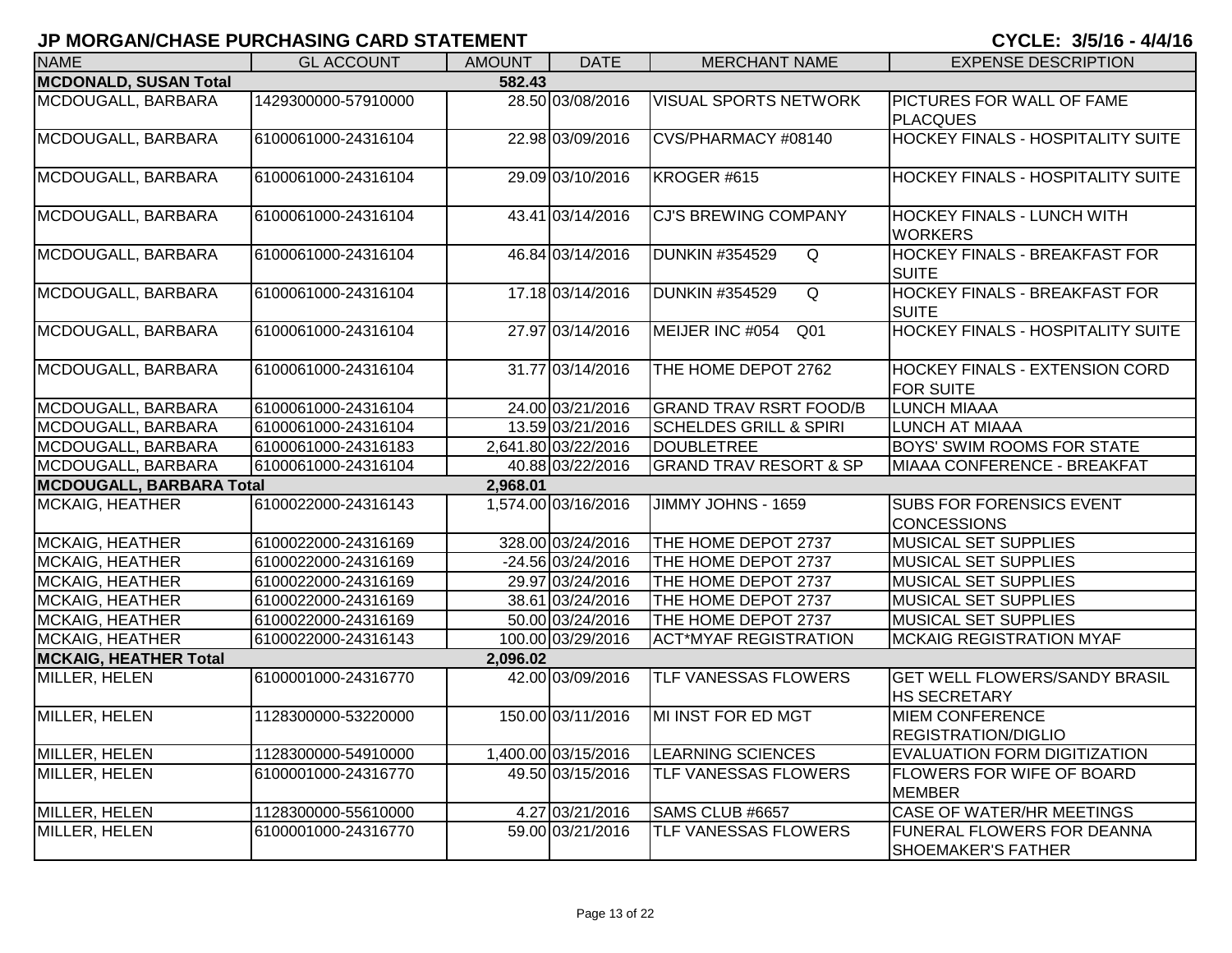# JP MORGAN/CHASE PURCHASING CARD STATEMENT

**CYCLE: 3/5/16 - 4/4/16**

| NAME | GL ACCOUNT | AMOUNT | DATE | MERCHANT NAME | EXPENSE DESCRIPTION |
|---|---|---|---|---|---|
| **MCDONALD, SUSAN Total** | | **582.43** | | | |
| MCDOUGALL, BARBARA | 1429300000-57910000 | 28.50 | 03/08/2016 | VISUAL SPORTS NETWORK | PICTURES FOR WALL OF FAME PLACQUES |
| MCDOUGALL, BARBARA | 6100061000-24316104 | 22.98 | 03/09/2016 | CVS/PHARMACY #08140 | HOCKEY FINALS - HOSPITALITY SUITE |
| MCDOUGALL, BARBARA | 6100061000-24316104 | 29.09 | 03/10/2016 | KROGER #615 | HOCKEY FINALS - HOSPITALITY SUITE |
| MCDOUGALL, BARBARA | 6100061000-24316104 | 43.41 | 03/14/2016 | CJ'S BREWING COMPANY | HOCKEY FINALS - LUNCH WITH WORKERS |
| MCDOUGALL, BARBARA | 6100061000-24316104 | 46.84 | 03/14/2016 | DUNKIN #354529 Q | HOCKEY FINALS - BREAKFAST FOR SUITE |
| MCDOUGALL, BARBARA | 6100061000-24316104 | 17.18 | 03/14/2016 | DUNKIN #354529 Q | HOCKEY FINALS - BREAKFAST FOR SUITE |
| MCDOUGALL, BARBARA | 6100061000-24316104 | 27.97 | 03/14/2016 | MEIJER INC #054 Q01 | HOCKEY FINALS - HOSPITALITY SUITE |
| MCDOUGALL, BARBARA | 6100061000-24316104 | 31.77 | 03/14/2016 | THE HOME DEPOT 2762 | HOCKEY FINALS - EXTENSION CORD FOR SUITE |
| MCDOUGALL, BARBARA | 6100061000-24316104 | 24.00 | 03/21/2016 | GRAND TRAV RSRT FOOD/B | LUNCH MIAAA |
| MCDOUGALL, BARBARA | 6100061000-24316104 | 13.59 | 03/21/2016 | SCHELDES GRILL & SPIRI | LUNCH AT MIAAA |
| MCDOUGALL, BARBARA | 6100061000-24316183 | 2,641.80 | 03/22/2016 | DOUBLETREE | BOYS' SWIM ROOMS FOR STATE |
| MCDOUGALL, BARBARA | 6100061000-24316104 | 40.88 | 03/22/2016 | GRAND TRAV RESORT & SP | MIAAA CONFERENCE - BREAKFAT |
| **MCDOUGALL, BARBARA Total** | | **2,968.01** | | | |
| MCKAIG, HEATHER | 6100022000-24316143 | 1,574.00 | 03/16/2016 | JIMMY JOHNS - 1659 | SUBS FOR FORENSICS EVENT CONCESSIONS |
| MCKAIG, HEATHER | 6100022000-24316169 | 328.00 | 03/24/2016 | THE HOME DEPOT 2737 | MUSICAL SET SUPPLIES |
| MCKAIG, HEATHER | 6100022000-24316169 | -24.56 | 03/24/2016 | THE HOME DEPOT 2737 | MUSICAL SET SUPPLIES |
| MCKAIG, HEATHER | 6100022000-24316169 | 29.97 | 03/24/2016 | THE HOME DEPOT 2737 | MUSICAL SET SUPPLIES |
| MCKAIG, HEATHER | 6100022000-24316169 | 38.61 | 03/24/2016 | THE HOME DEPOT 2737 | MUSICAL SET SUPPLIES |
| MCKAIG, HEATHER | 6100022000-24316169 | 50.00 | 03/24/2016 | THE HOME DEPOT 2737 | MUSICAL SET SUPPLIES |
| MCKAIG, HEATHER | 6100022000-24316143 | 100.00 | 03/29/2016 | ACT*MYAF REGISTRATION | MCKAIG REGISTRATION MYAF |
| **MCKAIG, HEATHER Total** | | **2,096.02** | | | |
| MILLER, HELEN | 6100001000-24316770 | 42.00 | 03/09/2016 | TLF VANESSAS FLOWERS | GET WELL FLOWERS/SANDY BRASIL HS SECRETARY |
| MILLER, HELEN | 1128300000-53220000 | 150.00 | 03/11/2016 | MI INST FOR ED MGT | MIEM CONFERENCE REGISTRATION/DIGLIO |
| MILLER, HELEN | 1128300000-54910000 | 1,400.00 | 03/15/2016 | LEARNING SCIENCES | EVALUATION FORM DIGITIZATION |
| MILLER, HELEN | 6100001000-24316770 | 49.50 | 03/15/2016 | TLF VANESSAS FLOWERS | FLOWERS FOR WIFE OF BOARD MEMBER |
| MILLER, HELEN | 1128300000-55610000 | 4.27 | 03/21/2016 | SAMS CLUB #6657 | CASE OF WATER/HR MEETINGS |
| MILLER, HELEN | 6100001000-24316770 | 59.00 | 03/21/2016 | TLF VANESSAS FLOWERS | FUNERAL FLOWERS FOR DEANNA SHOEMAKER'S FATHER |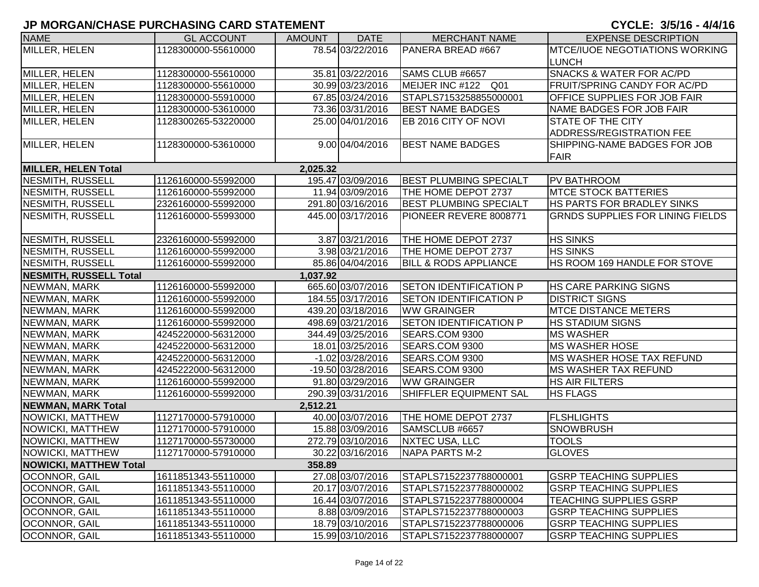# JP MORGAN/CHASE PURCHASING CARD STATEMENT

**CYCLE: 3/5/16 - 4/4/16**

| NAME | GL ACCOUNT | AMOUNT | DATE | MERCHANT NAME | EXPENSE DESCRIPTION |
|---|---|---|---|---|---|
| MILLER, HELEN | 1128300000-55610000 | 78.54 | 03/22/2016 | PANERA BREAD #667 | MTCE/IUOE NEGOTIATIONS WORKING LUNCH |
| MILLER, HELEN | 1128300000-55610000 | 35.81 | 03/22/2016 | SAMS CLUB #6657 | SNACKS & WATER FOR AC/PD |
| MILLER, HELEN | 1128300000-55610000 | 30.99 | 03/23/2016 | MEIJER INC #122 Q01 | FRUIT/SPRING CANDY FOR AC/PD |
| MILLER, HELEN | 1128300000-55910000 | 67.85 | 03/24/2016 | STAPLS7153258855000001 | OFFICE SUPPLIES FOR JOB FAIR |
| MILLER, HELEN | 1128300000-53610000 | 73.36 | 03/31/2016 | BEST NAME BADGES | NAME BADGES FOR JOB FAIR |
| MILLER, HELEN | 1128300265-53220000 | 25.00 | 04/01/2016 | EB 2016 CITY OF NOVI | STATE OF THE CITY ADDRESS/REGISTRATION FEE |
| MILLER, HELEN | 1128300000-53610000 | 9.00 | 04/04/2016 | BEST NAME BADGES | SHIPPING-NAME BADGES FOR JOB FAIR |
| **MILLER, HELEN Total** | | **2,025.32** | | | |
| NESMITH, RUSSELL | 1126160000-55992000 | 195.47 | 03/09/2016 | BEST PLUMBING SPECIALT | PV BATHROOM |
| NESMITH, RUSSELL | 1126160000-55992000 | 11.94 | 03/09/2016 | THE HOME DEPOT 2737 | MTCE STOCK BATTERIES |
| NESMITH, RUSSELL | 2326160000-55992000 | 291.80 | 03/16/2016 | BEST PLUMBING SPECIALT | HS PARTS FOR BRADLEY SINKS |
| NESMITH, RUSSELL | 1126160000-55993000 | 445.00 | 03/17/2016 | PIONEER REVERE 8008771 | GRNDS SUPPLIES FOR LINING FIELDS |
| NESMITH, RUSSELL | 2326160000-55992000 | 3.87 | 03/21/2016 | THE HOME DEPOT 2737 | HS SINKS |
| NESMITH, RUSSELL | 1126160000-55992000 | 3.98 | 03/21/2016 | THE HOME DEPOT 2737 | HS SINKS |
| NESMITH, RUSSELL | 1126160000-55992000 | 85.86 | 04/04/2016 | BILL & RODS APPLIANCE | HS ROOM 169 HANDLE FOR STOVE |
| **NESMITH, RUSSELL Total** | | **1,037.92** | | | |
| NEWMAN, MARK | 1126160000-55992000 | 665.60 | 03/07/2016 | SETON IDENTIFICATION P | HS CARE PARKING SIGNS |
| NEWMAN, MARK | 1126160000-55992000 | 184.55 | 03/17/2016 | SETON IDENTIFICATION P | DISTRICT SIGNS |
| NEWMAN, MARK | 1126160000-55992000 | 439.20 | 03/18/2016 | WW GRAINGER | MTCE DISTANCE METERS |
| NEWMAN, MARK | 1126160000-55992000 | 498.69 | 03/21/2016 | SETON IDENTIFICATION P | HS STADIUM SIGNS |
| NEWMAN, MARK | 4245220000-56312000 | 344.49 | 03/25/2016 | SEARS.COM 9300 | MS WASHER |
| NEWMAN, MARK | 4245220000-56312000 | 18.01 | 03/25/2016 | SEARS.COM 9300 | MS WASHER HOSE |
| NEWMAN, MARK | 4245220000-56312000 | -1.02 | 03/28/2016 | SEARS.COM 9300 | MS WASHER HOSE TAX REFUND |
| NEWMAN, MARK | 4245222000-56312000 | -19.50 | 03/28/2016 | SEARS.COM 9300 | MS WASHER TAX REFUND |
| NEWMAN, MARK | 1126160000-55992000 | 91.80 | 03/29/2016 | WW GRAINGER | HS AIR FILTERS |
| NEWMAN, MARK | 1126160000-55992000 | 290.39 | 03/31/2016 | SHIFFLER EQUIPMENT SAL | HS FLAGS |
| **NEWMAN, MARK Total** | | **2,512.21** | | | |
| NOWICKI, MATTHEW | 1127170000-57910000 | 40.00 | 03/07/2016 | THE HOME DEPOT 2737 | FLSHLIGHTS |
| NOWICKI, MATTHEW | 1127170000-57910000 | 15.88 | 03/09/2016 | SAMSCLUB #6657 | SNOWBRUSH |
| NOWICKI, MATTHEW | 1127170000-55730000 | 272.79 | 03/10/2016 | NXTEC USA, LLC | TOOLS |
| NOWICKI, MATTHEW | 1127170000-57910000 | 30.22 | 03/16/2016 | NAPA PARTS M-2 | GLOVES |
| **NOWICKI, MATTHEW Total** | | **358.89** | | | |
| OCONNOR, GAIL | 1611851343-55110000 | 27.08 | 03/07/2016 | STAPLS7152237788000001 | GSRP TEACHING SUPPLIES |
| OCONNOR, GAIL | 1611851343-55110000 | 20.17 | 03/07/2016 | STAPLS7152237788000002 | GSRP TEACHING SUPPLIES |
| OCONNOR, GAIL | 1611851343-55110000 | 16.44 | 03/07/2016 | STAPLS7152237788000004 | TEACHING SUPPLIES GSRP |
| OCONNOR, GAIL | 1611851343-55110000 | 8.88 | 03/09/2016 | STAPLS7152237788000003 | GSRP TEACHING SUPPLIES |
| OCONNOR, GAIL | 1611851343-55110000 | 18.79 | 03/10/2016 | STAPLS7152237788000006 | GSRP TEACHING SUPPLIES |
| OCONNOR, GAIL | 1611851343-55110000 | 15.99 | 03/10/2016 | STAPLS7152237788000007 | GSRP TEACHING SUPPLIES |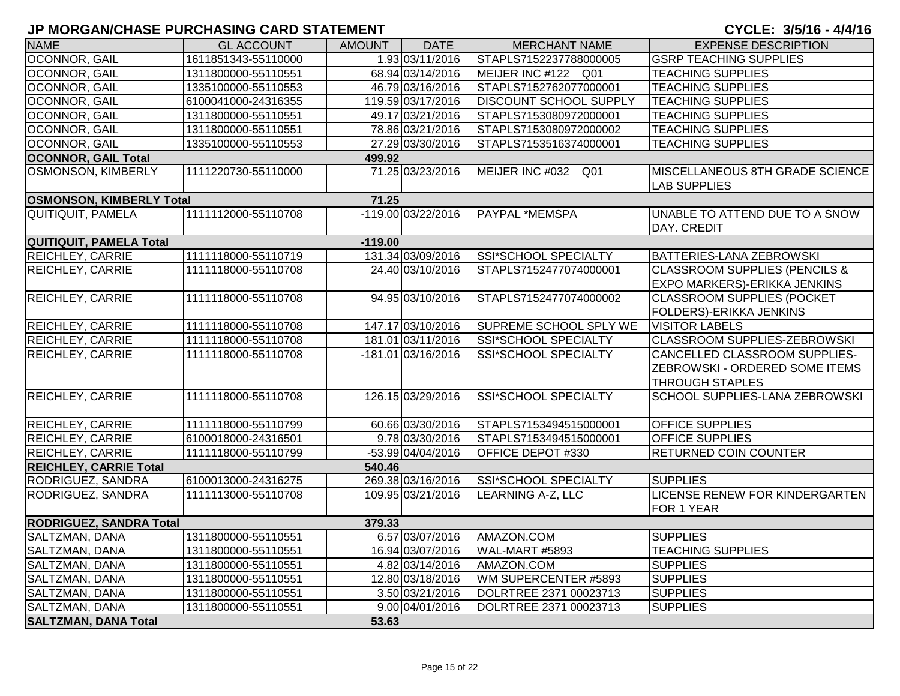# JP MORGAN/CHASE PURCHASING CARD STATEMENT

**CYCLE: 3/5/16 - 4/4/16**

| NAME | GL ACCOUNT | AMOUNT | DATE | MERCHANT NAME | EXPENSE DESCRIPTION |
|---|---|---|---|---|---|
| OCONNOR, GAIL | 1611851343-55110000 | 1.93 | 03/11/2016 | STAPLS7152237788000005 | GSRP TEACHING SUPPLIES |
| OCONNOR, GAIL | 1311800000-55110551 | 68.94 | 03/14/2016 | MEIJER INC #122 Q01 | TEACHING SUPPLIES |
| OCONNOR, GAIL | 1335100000-55110553 | 46.79 | 03/16/2016 | STAPLS7152762077000001 | TEACHING SUPPLIES |
| OCONNOR, GAIL | 6100041000-24316355 | 119.59 | 03/17/2016 | DISCOUNT SCHOOL SUPPLY | TEACHING SUPPLIES |
| OCONNOR, GAIL | 1311800000-55110551 | 49.17 | 03/21/2016 | STAPLS7153080972000001 | TEACHING SUPPLIES |
| OCONNOR, GAIL | 1311800000-55110551 | 78.86 | 03/21/2016 | STAPLS7153080972000002 | TEACHING SUPPLIES |
| OCONNOR, GAIL | 1335100000-55110553 | 27.29 | 03/30/2016 | STAPLS7153516374000001 | TEACHING SUPPLIES |
| **OCONNOR, GAIL Total** | | **499.92** | | | |
| OSMONSON, KIMBERLY | 1111220730-55110000 | 71.25 | 03/23/2016 | MEIJER INC #032 Q01 | MISCELLANEOUS 8TH GRADE SCIENCE LAB SUPPLIES |
| **OSMONSON, KIMBERLY Total** | | **71.25** | | | |
| QUITIQUIT, PAMELA | 1111112000-55110708 | -119.00 | 03/22/2016 | PAYPAL *MEMSPA | UNABLE TO ATTEND DUE TO A SNOW DAY. CREDIT |
| **QUITIQUIT, PAMELA Total** | | **-119.00** | | | |
| REICHLEY, CARRIE | 1111118000-55110719 | 131.34 | 03/09/2016 | SSI*SCHOOL SPECIALTY | BATTERIES-LANA ZEBROWSKI |
| REICHLEY, CARRIE | 1111118000-55110708 | 24.40 | 03/10/2016 | STAPLS7152477074000001 | CLASSROOM SUPPLIES (PENCILS & EXPO MARKERS)-ERIKKA JENKINS |
| REICHLEY, CARRIE | 1111118000-55110708 | 94.95 | 03/10/2016 | STAPLS7152477074000002 | CLASSROOM SUPPLIES (POCKET FOLDERS)-ERIKKA JENKINS |
| REICHLEY, CARRIE | 1111118000-55110708 | 147.17 | 03/10/2016 | SUPREME SCHOOL SPLY WE | VISITOR LABELS |
| REICHLEY, CARRIE | 1111118000-55110708 | 181.01 | 03/11/2016 | SSI*SCHOOL SPECIALTY | CLASSROOM SUPPLIES-ZEBROWSKI |
| REICHLEY, CARRIE | 1111118000-55110708 | -181.01 | 03/16/2016 | SSI*SCHOOL SPECIALTY | CANCELLED CLASSROOM SUPPLIES-ZEBROWSKI - ORDERED SOME ITEMS THROUGH STAPLES |
| REICHLEY, CARRIE | 1111118000-55110708 | 126.15 | 03/29/2016 | SSI*SCHOOL SPECIALTY | SCHOOL SUPPLIES-LANA ZEBROWSKI |
| REICHLEY, CARRIE | 1111118000-55110799 | 60.66 | 03/30/2016 | STAPLS7153494515000001 | OFFICE SUPPLIES |
| REICHLEY, CARRIE | 6100018000-24316501 | 9.78 | 03/30/2016 | STAPLS7153494515000001 | OFFICE SUPPLIES |
| REICHLEY, CARRIE | 1111118000-55110799 | -53.99 | 04/04/2016 | OFFICE DEPOT #330 | RETURNED COIN COUNTER |
| **REICHLEY, CARRIE Total** | | **540.46** | | | |
| RODRIGUEZ, SANDRA | 6100013000-24316275 | 269.38 | 03/16/2016 | SSI*SCHOOL SPECIALTY | SUPPLIES |
| RODRIGUEZ, SANDRA | 1111113000-55110708 | 109.95 | 03/21/2016 | LEARNING A-Z, LLC | LICENSE RENEW FOR KINDERGARTEN FOR 1 YEAR |
| **RODRIGUEZ, SANDRA Total** | | **379.33** | | | |
| SALTZMAN, DANA | 1311800000-55110551 | 6.57 | 03/07/2016 | AMAZON.COM | SUPPLIES |
| SALTZMAN, DANA | 1311800000-55110551 | 16.94 | 03/07/2016 | WAL-MART #5893 | TEACHING SUPPLIES |
| SALTZMAN, DANA | 1311800000-55110551 | 4.82 | 03/14/2016 | AMAZON.COM | SUPPLIES |
| SALTZMAN, DANA | 1311800000-55110551 | 12.80 | 03/18/2016 | WM SUPERCENTER #5893 | SUPPLIES |
| SALTZMAN, DANA | 1311800000-55110551 | 3.50 | 03/21/2016 | DOLRTREE 2371 00023713 | SUPPLIES |
| SALTZMAN, DANA | 1311800000-55110551 | 9.00 | 04/01/2016 | DOLRTREE 2371 00023713 | SUPPLIES |
| **SALTZMAN, DANA Total** | | **53.63** | | | |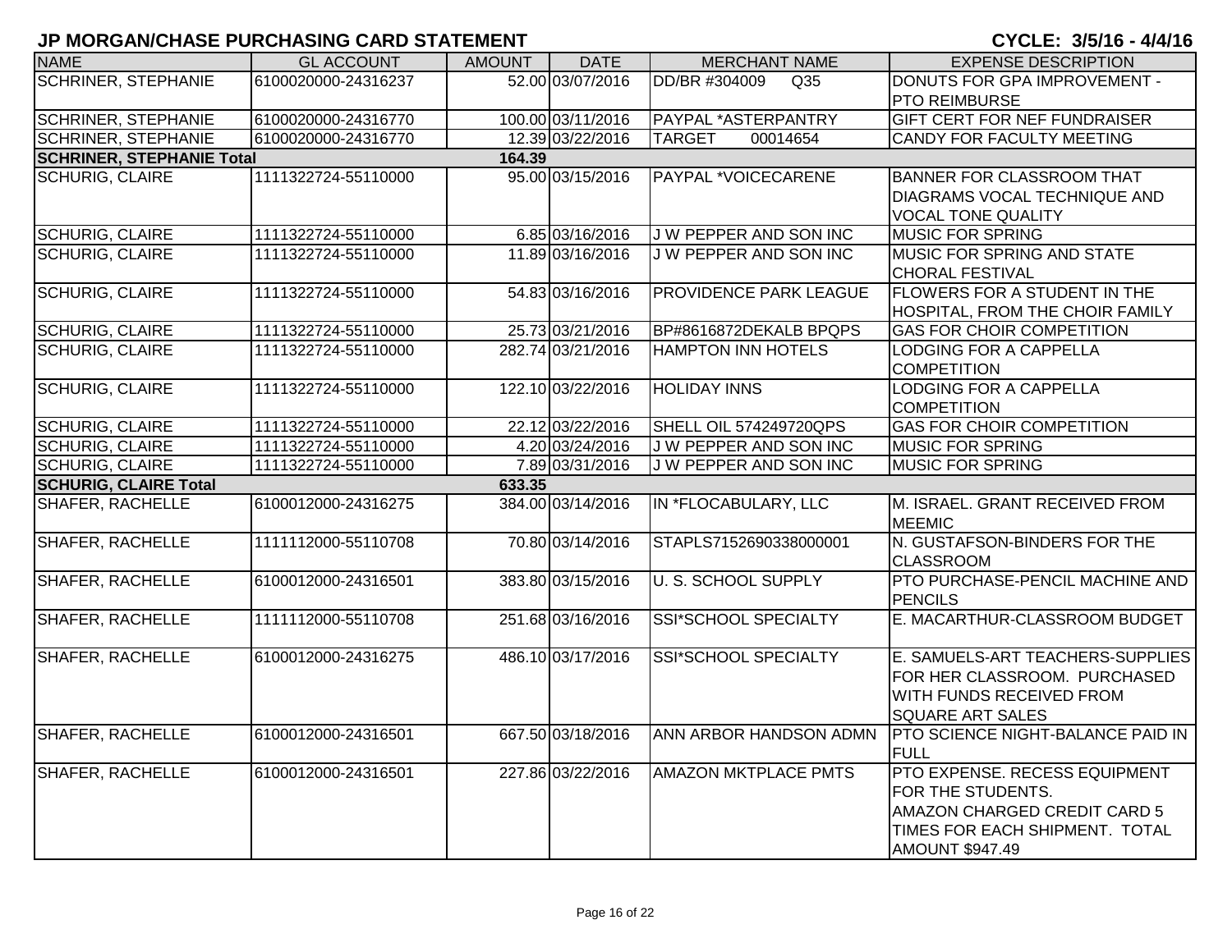## JP MORGAN/CHASE PURCHASING CARD STATEMENT

**CYCLE: 3/5/16 - 4/4/16**

| NAME | GL ACCOUNT | AMOUNT | DATE | MERCHANT NAME | EXPENSE DESCRIPTION |
|---|---|---|---|---|---|
| SCHRINER, STEPHANIE | 6100020000-24316237 | 52.00 | 03/07/2016 | DD/BR #304009 Q35 | DONUTS FOR GPA IMPROVEMENT - PTO REIMBURSE |
| SCHRINER, STEPHANIE | 6100020000-24316770 | 100.00 | 03/11/2016 | PAYPAL *ASTERPANTRY | GIFT CERT FOR NEF FUNDRAISER |
| SCHRINER, STEPHANIE | 6100020000-24316770 | 12.39 | 03/22/2016 | TARGET 00014654 | CANDY FOR FACULTY MEETING |
| **SCHRINER, STEPHANIE Total** | | **164.39** | | | |
| SCHURIG, CLAIRE | 1111322724-55110000 | 95.00 | 03/15/2016 | PAYPAL *VOICECARENE | BANNER FOR CLASSROOM THAT DIAGRAMS VOCAL TECHNIQUE AND VOCAL TONE QUALITY |
| SCHURIG, CLAIRE | 1111322724-55110000 | 6.85 | 03/16/2016 | J W PEPPER AND SON INC | MUSIC FOR SPRING |
| SCHURIG, CLAIRE | 1111322724-55110000 | 11.89 | 03/16/2016 | J W PEPPER AND SON INC | MUSIC FOR SPRING AND STATE CHORAL FESTIVAL |
| SCHURIG, CLAIRE | 1111322724-55110000 | 54.83 | 03/16/2016 | PROVIDENCE PARK LEAGUE | FLOWERS FOR A STUDENT IN THE HOSPITAL, FROM THE CHOIR FAMILY |
| SCHURIG, CLAIRE | 1111322724-55110000 | 25.73 | 03/21/2016 | BP#8616872DEKALB BPQPS | GAS FOR CHOIR COMPETITION |
| SCHURIG, CLAIRE | 1111322724-55110000 | 282.74 | 03/21/2016 | HAMPTON INN HOTELS | LODGING FOR A CAPPELLA COMPETITION |
| SCHURIG, CLAIRE | 1111322724-55110000 | 122.10 | 03/22/2016 | HOLIDAY INNS | LODGING FOR A CAPPELLA COMPETITION |
| SCHURIG, CLAIRE | 1111322724-55110000 | 22.12 | 03/22/2016 | SHELL OIL 574249720QPS | GAS FOR CHOIR COMPETITION |
| SCHURIG, CLAIRE | 1111322724-55110000 | 4.20 | 03/24/2016 | J W PEPPER AND SON INC | MUSIC FOR SPRING |
| SCHURIG, CLAIRE | 1111322724-55110000 | 7.89 | 03/31/2016 | J W PEPPER AND SON INC | MUSIC FOR SPRING |
| **SCHURIG, CLAIRE Total** | | **633.35** | | | |
| SHAFER, RACHELLE | 6100012000-24316275 | 384.00 | 03/14/2016 | IN *FLOCABULARY, LLC | M. ISRAEL. GRANT RECEIVED FROM MEEMIC |
| SHAFER, RACHELLE | 1111112000-55110708 | 70.80 | 03/14/2016 | STAPLS7152690338000001 | N. GUSTAFSON-BINDERS FOR THE CLASSROOM |
| SHAFER, RACHELLE | 6100012000-24316501 | 383.80 | 03/15/2016 | U. S. SCHOOL SUPPLY | PTO PURCHASE-PENCIL MACHINE AND PENCILS |
| SHAFER, RACHELLE | 1111112000-55110708 | 251.68 | 03/16/2016 | SSI*SCHOOL SPECIALTY | E. MACARTHUR-CLASSROOM BUDGET |
| SHAFER, RACHELLE | 6100012000-24316275 | 486.10 | 03/17/2016 | SSI*SCHOOL SPECIALTY | E. SAMUELS-ART TEACHERS-SUPPLIES FOR HER CLASSROOM. PURCHASED WITH FUNDS RECEIVED FROM SQUARE ART SALES |
| SHAFER, RACHELLE | 6100012000-24316501 | 667.50 | 03/18/2016 | ANN ARBOR HANDSON ADMN | PTO SCIENCE NIGHT-BALANCE PAID IN FULL |
| SHAFER, RACHELLE | 6100012000-24316501 | 227.86 | 03/22/2016 | AMAZON MKTPLACE PMTS | PTO EXPENSE. RECESS EQUIPMENT FOR THE STUDENTS. AMAZON CHARGED CREDIT CARD 5 TIMES FOR EACH SHIPMENT. TOTAL AMOUNT $947.49 |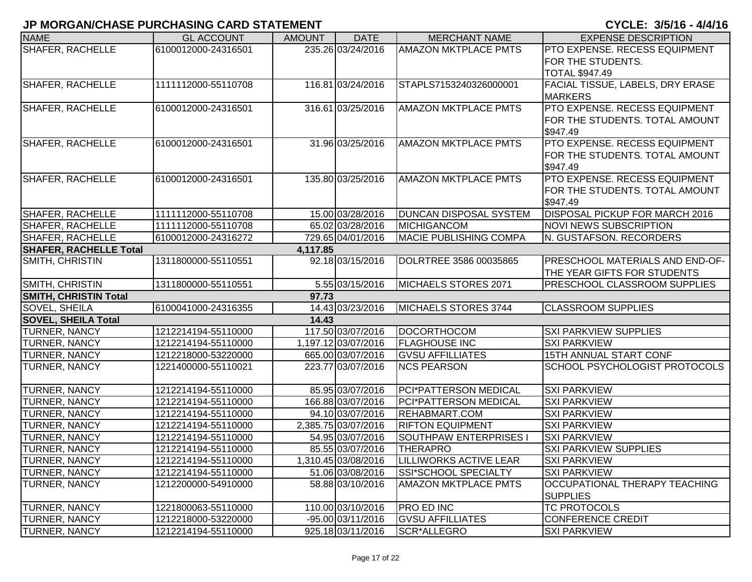# JP MORGAN/CHASE PURCHASING CARD STATEMENT

**CYCLE: 3/5/16 - 4/4/16**

| NAME | GL ACCOUNT | AMOUNT | DATE | MERCHANT NAME | EXPENSE DESCRIPTION |
|---|---|---|---|---|---|
| SHAFER, RACHELLE | 6100012000-24316501 | 235.26 | 03/24/2016 | AMAZON MKTPLACE PMTS | PTO EXPENSE. RECESS EQUIPMENT FOR THE STUDENTS. TOTAL $947.49 |
| SHAFER, RACHELLE | 1111112000-55110708 | 116.81 | 03/24/2016 | STAPLS7153240326000001 | FACIAL TISSUE, LABELS, DRY ERASE MARKERS |
| SHAFER, RACHELLE | 6100012000-24316501 | 316.61 | 03/25/2016 | AMAZON MKTPLACE PMTS | PTO EXPENSE. RECESS EQUIPMENT FOR THE STUDENTS. TOTAL AMOUNT $947.49 |
| SHAFER, RACHELLE | 6100012000-24316501 | 31.96 | 03/25/2016 | AMAZON MKTPLACE PMTS | PTO EXPENSE. RECESS EQUIPMENT FOR THE STUDENTS. TOTAL AMOUNT $947.49 |
| SHAFER, RACHELLE | 6100012000-24316501 | 135.80 | 03/25/2016 | AMAZON MKTPLACE PMTS | PTO EXPENSE. RECESS EQUIPMENT FOR THE STUDENTS. TOTAL AMOUNT $947.49 |
| SHAFER, RACHELLE | 1111112000-55110708 | 15.00 | 03/28/2016 | DUNCAN DISPOSAL SYSTEM | DISPOSAL PICKUP FOR MARCH 2016 |
| SHAFER, RACHELLE | 1111112000-55110708 | 65.02 | 03/28/2016 | MICHIGANCOM | NOVI NEWS SUBSCRIPTION |
| SHAFER, RACHELLE | 6100012000-24316272 | 729.65 | 04/01/2016 | MACIE PUBLISHING COMPA | N. GUSTAFSON. RECORDERS |
| **SHAFER, RACHELLE Total** | | **4,117.85** | | | |
| SMITH, CHRISTIN | 1311800000-55110551 | 92.18 | 03/15/2016 | DOLRTREE 3586 00035865 | PRESCHOOL MATERIALS AND END-OF-THE YEAR GIFTS FOR STUDENTS |
| SMITH, CHRISTIN | 1311800000-55110551 | 5.55 | 03/15/2016 | MICHAELS STORES 2071 | PRESCHOOL CLASSROOM SUPPLIES |
| **SMITH, CHRISTIN Total** | | **97.73** | | | |
| SOVEL, SHEILA | 6100041000-24316355 | 14.43 | 03/23/2016 | MICHAELS STORES 3744 | CLASSROOM SUPPLIES |
| **SOVEL, SHEILA Total** | | **14.43** | | | |
| TURNER, NANCY | 1212214194-55110000 | 117.50 | 03/07/2016 | DOCORTHOCOM | SXI PARKVIEW SUPPLIES |
| TURNER, NANCY | 1212214194-55110000 | 1,197.12 | 03/07/2016 | FLAGHOUSE INC | SXI PARKVIEW |
| TURNER, NANCY | 1212218000-53220000 | 665.00 | 03/07/2016 | GVSU AFFILLIATES | 15TH ANNUAL START CONF |
| TURNER, NANCY | 1221400000-55110021 | 223.77 | 03/07/2016 | NCS PEARSON | SCHOOL PSYCHOLOGIST PROTOCOLS |
| TURNER, NANCY | 1212214194-55110000 | 85.95 | 03/07/2016 | PCI*PATTERSON MEDICAL | SXI PARKVIEW |
| TURNER, NANCY | 1212214194-55110000 | 166.88 | 03/07/2016 | PCI*PATTERSON MEDICAL | SXI PARKVIEW |
| TURNER, NANCY | 1212214194-55110000 | 94.10 | 03/07/2016 | REHABMART.COM | SXI PARKVIEW |
| TURNER, NANCY | 1212214194-55110000 | 2,385.75 | 03/07/2016 | RIFTON EQUIPMENT | SXI PARKVIEW |
| TURNER, NANCY | 1212214194-55110000 | 54.95 | 03/07/2016 | SOUTHPAW ENTERPRISES I | SXI PARKVIEW |
| TURNER, NANCY | 1212214194-55110000 | 85.55 | 03/07/2016 | THERAPRO | SXI PARKVIEW SUPPLIES |
| TURNER, NANCY | 1212214194-55110000 | 1,310.45 | 03/08/2016 | LILLIWORKS ACTIVE LEAR | SXI PARKVIEW |
| TURNER, NANCY | 1212214194-55110000 | 51.06 | 03/08/2016 | SSI*SCHOOL SPECIALTY | SXI PARKVIEW |
| TURNER, NANCY | 1212200000-54910000 | 58.88 | 03/10/2016 | AMAZON MKTPLACE PMTS | OCCUPATIONAL THERAPY TEACHING SUPPLIES |
| TURNER, NANCY | 1221800063-55110000 | 110.00 | 03/10/2016 | PRO ED INC | TC PROTOCOLS |
| TURNER, NANCY | 1212218000-53220000 | -95.00 | 03/11/2016 | GVSU AFFILLIATES | CONFERENCE CREDIT |
| TURNER, NANCY | 1212214194-55110000 | 925.18 | 03/11/2016 | SCR*ALLEGRO | SXI PARKVIEW |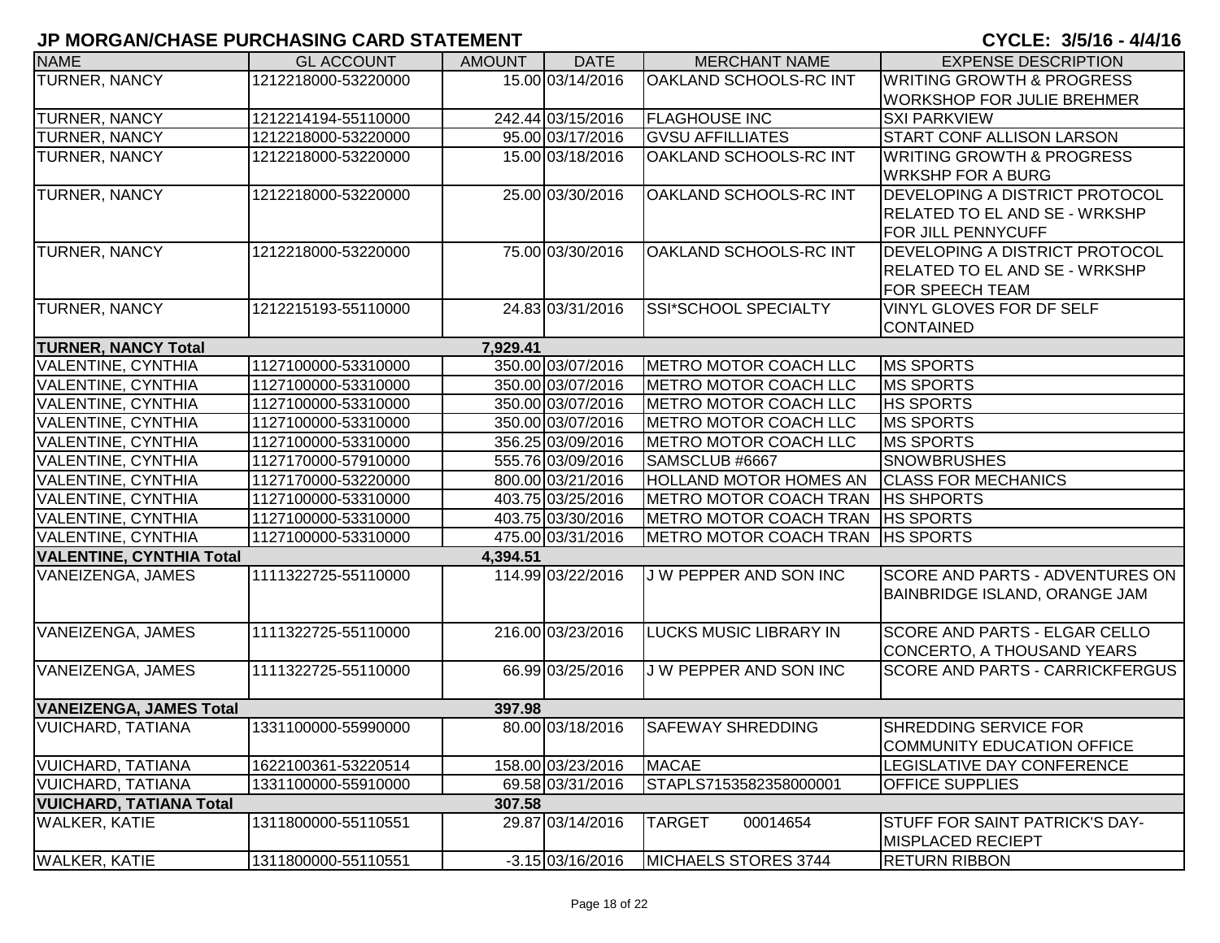# JP MORGAN/CHASE PURCHASING CARD STATEMENT

**CYCLE: 3/5/16 - 4/4/16**

| NAME | GL ACCOUNT | AMOUNT | DATE | MERCHANT NAME | EXPENSE DESCRIPTION |
|---|---|---|---|---|---|
| TURNER, NANCY | 1212218000-53220000 | 15.00 | 03/14/2016 | OAKLAND SCHOOLS-RC INT | WRITING GROWTH & PROGRESS WORKSHOP FOR JULIE BREHMER |
| TURNER, NANCY | 1212214194-55110000 | 242.44 | 03/15/2016 | FLAGHOUSE INC | SXI PARKVIEW |
| TURNER, NANCY | 1212218000-53220000 | 95.00 | 03/17/2016 | GVSU AFFILLIATES | START CONF ALLISON LARSON |
| TURNER, NANCY | 1212218000-53220000 | 15.00 | 03/18/2016 | OAKLAND SCHOOLS-RC INT | WRITING GROWTH & PROGRESS WRKSHP FOR A BURG |
| TURNER, NANCY | 1212218000-53220000 | 25.00 | 03/30/2016 | OAKLAND SCHOOLS-RC INT | DEVELOPING A DISTRICT PROTOCOL RELATED TO EL AND SE - WRKSHP FOR JILL PENNYCUFF |
| TURNER, NANCY | 1212218000-53220000 | 75.00 | 03/30/2016 | OAKLAND SCHOOLS-RC INT | DEVELOPING A DISTRICT PROTOCOL RELATED TO EL AND SE - WRKSHP FOR SPEECH TEAM |
| TURNER, NANCY | 1212215193-55110000 | 24.83 | 03/31/2016 | SSI*SCHOOL SPECIALTY | VINYL GLOVES FOR DF SELF CONTAINED |
| **TURNER, NANCY Total** | | **7,929.41** | | | |
| VALENTINE, CYNTHIA | 1127100000-53310000 | 350.00 | 03/07/2016 | METRO MOTOR COACH LLC | MS SPORTS |
| VALENTINE, CYNTHIA | 1127100000-53310000 | 350.00 | 03/07/2016 | METRO MOTOR COACH LLC | MS SPORTS |
| VALENTINE, CYNTHIA | 1127100000-53310000 | 350.00 | 03/07/2016 | METRO MOTOR COACH LLC | HS SPORTS |
| VALENTINE, CYNTHIA | 1127100000-53310000 | 350.00 | 03/07/2016 | METRO MOTOR COACH LLC | MS SPORTS |
| VALENTINE, CYNTHIA | 1127100000-53310000 | 356.25 | 03/09/2016 | METRO MOTOR COACH LLC | MS SPORTS |
| VALENTINE, CYNTHIA | 1127170000-57910000 | 555.76 | 03/09/2016 | SAMSCLUB #6667 | SNOWBRUSHES |
| VALENTINE, CYNTHIA | 1127170000-53220000 | 800.00 | 03/21/2016 | HOLLAND MOTOR HOMES AN | CLASS FOR MECHANICS |
| VALENTINE, CYNTHIA | 1127100000-53310000 | 403.75 | 03/25/2016 | METRO MOTOR COACH TRAN | HS SHPORTS |
| VALENTINE, CYNTHIA | 1127100000-53310000 | 403.75 | 03/30/2016 | METRO MOTOR COACH TRAN | HS SPORTS |
| VALENTINE, CYNTHIA | 1127100000-53310000 | 475.00 | 03/31/2016 | METRO MOTOR COACH TRAN | HS SPORTS |
| **VALENTINE, CYNTHIA Total** | | **4,394.51** | | | |
| VANEIZENGA, JAMES | 1111322725-55110000 | 114.99 | 03/22/2016 | J W PEPPER AND SON INC | SCORE AND PARTS - ADVENTURES ON BAINBRIDGE ISLAND, ORANGE JAM |
| VANEIZENGA, JAMES | 1111322725-55110000 | 216.00 | 03/23/2016 | LUCKS MUSIC LIBRARY IN | SCORE AND PARTS - ELGAR CELLO CONCERTO, A THOUSAND YEARS |
| VANEIZENGA, JAMES | 1111322725-55110000 | 66.99 | 03/25/2016 | J W PEPPER AND SON INC | SCORE AND PARTS - CARRICKFERGUS |
| **VANEIZENGA, JAMES Total** | | **397.98** | | | |
| VUICHARD, TATIANA | 1331100000-55990000 | 80.00 | 03/18/2016 | SAFEWAY SHREDDING | SHREDDING SERVICE FOR COMMUNITY EDUCATION OFFICE |
| VUICHARD, TATIANA | 1622100361-53220514 | 158.00 | 03/23/2016 | MACAE | LEGISLATIVE DAY CONFERENCE |
| VUICHARD, TATIANA | 1331100000-55910000 | 69.58 | 03/31/2016 | STAPLS7153582358000001 | OFFICE SUPPLIES |
| **VUICHARD, TATIANA Total** | | **307.58** | | | |
| WALKER, KATIE | 1311800000-55110551 | 29.87 | 03/14/2016 | TARGET 00014654 | STUFF FOR SAINT PATRICK'S DAY-MISPLACED RECIEPT |
| WALKER, KATIE | 1311800000-55110551 | -3.15 | 03/16/2016 | MICHAELS STORES 3744 | RETURN RIBBON |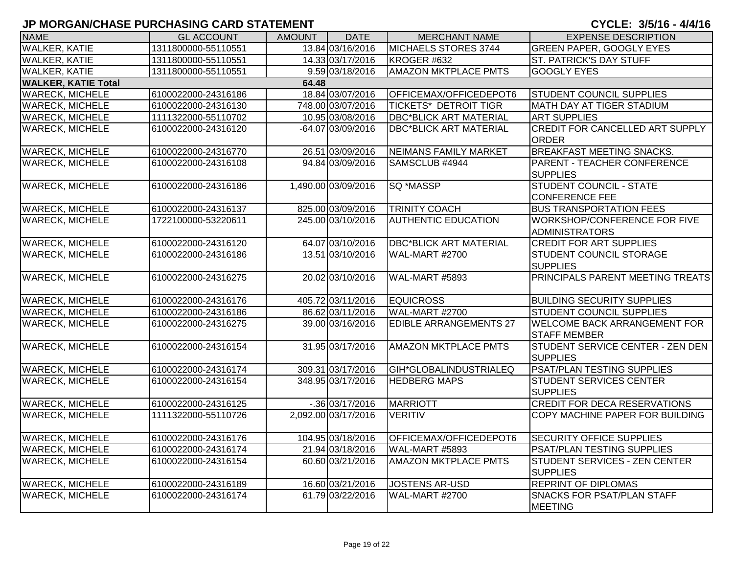# JP MORGAN/CHASE PURCHASING CARD STATEMENT

**CYCLE: 3/5/16 - 4/4/16**

| NAME | GL ACCOUNT | AMOUNT | DATE | MERCHANT NAME | EXPENSE DESCRIPTION |
|---|---|---|---|---|---|
| WALKER, KATIE | 1311800000-55110551 | 13.84 | 03/16/2016 | MICHAELS STORES 3744 | GREEN PAPER, GOOGLY EYES |
| WALKER, KATIE | 1311800000-55110551 | 14.33 | 03/17/2016 | KROGER #632 | ST. PATRICK'S DAY STUFF |
| WALKER, KATIE | 1311800000-55110551 | 9.59 | 03/18/2016 | AMAZON MKTPLACE PMTS | GOOGLY EYES |
| **WALKER, KATIE Total** | | **64.48** | | | |
| WARECK, MICHELE | 6100022000-24316186 | 18.84 | 03/07/2016 | OFFICEMAX/OFFICEDEPOT6 | STUDENT COUNCIL SUPPLIES |
| WARECK, MICHELE | 6100022000-24316130 | 748.00 | 03/07/2016 | TICKETS* DETROIT TIGR | MATH DAY AT TIGER STADIUM |
| WARECK, MICHELE | 1111322000-55110702 | 10.95 | 03/08/2016 | DBC*BLICK ART MATERIAL | ART SUPPLIES |
| WARECK, MICHELE | 6100022000-24316120 | -64.07 | 03/09/2016 | DBC*BLICK ART MATERIAL | CREDIT FOR CANCELLED ART SUPPLY ORDER |
| WARECK, MICHELE | 6100022000-24316770 | 26.51 | 03/09/2016 | NEIMANS FAMILY MARKET | BREAKFAST MEETING SNACKS. |
| WARECK, MICHELE | 6100022000-24316108 | 94.84 | 03/09/2016 | SAMSCLUB #4944 | PARENT - TEACHER CONFERENCE SUPPLIES |
| WARECK, MICHELE | 6100022000-24316186 | 1,490.00 | 03/09/2016 | SQ *MASSP | STUDENT COUNCIL - STATE CONFERENCE FEE |
| WARECK, MICHELE | 6100022000-24316137 | 825.00 | 03/09/2016 | TRINITY COACH | BUS TRANSPORTATION FEES |
| WARECK, MICHELE | 1722100000-53220611 | 245.00 | 03/10/2016 | AUTHENTIC EDUCATION | WORKSHOP/CONFERENCE FOR FIVE ADMINISTRATORS |
| WARECK, MICHELE | 6100022000-24316120 | 64.07 | 03/10/2016 | DBC*BLICK ART MATERIAL | CREDIT FOR ART SUPPLIES |
| WARECK, MICHELE | 6100022000-24316186 | 13.51 | 03/10/2016 | WAL-MART #2700 | STUDENT COUNCIL STORAGE SUPPLIES |
| WARECK, MICHELE | 6100022000-24316275 | 20.02 | 03/10/2016 | WAL-MART #5893 | PRINCIPALS PARENT MEETING TREATS |
| WARECK, MICHELE | 6100022000-24316176 | 405.72 | 03/11/2016 | EQUICROSS | BUILDING SECURITY SUPPLIES |
| WARECK, MICHELE | 6100022000-24316186 | 86.62 | 03/11/2016 | WAL-MART #2700 | STUDENT COUNCIL SUPPLIES |
| WARECK, MICHELE | 6100022000-24316275 | 39.00 | 03/16/2016 | EDIBLE ARRANGEMENTS 27 | WELCOME BACK ARRANGEMENT FOR STAFF MEMBER |
| WARECK, MICHELE | 6100022000-24316154 | 31.95 | 03/17/2016 | AMAZON MKTPLACE PMTS | STUDENT SERVICE CENTER - ZEN DEN SUPPLIES |
| WARECK, MICHELE | 6100022000-24316174 | 309.31 | 03/17/2016 | GIH*GLOBALINDUSTRIALEQ | PSAT/PLAN TESTING SUPPLIES |
| WARECK, MICHELE | 6100022000-24316154 | 348.95 | 03/17/2016 | HEDBERG MAPS | STUDENT SERVICES CENTER SUPPLIES |
| WARECK, MICHELE | 6100022000-24316125 | -.36 | 03/17/2016 | MARRIOTT | CREDIT FOR DECA RESERVATIONS |
| WARECK, MICHELE | 1111322000-55110726 | 2,092.00 | 03/17/2016 | VERITIV | COPY MACHINE PAPER FOR BUILDING |
| WARECK, MICHELE | 6100022000-24316176 | 104.95 | 03/18/2016 | OFFICEMAX/OFFICEDEPOT6 | SECURITY OFFICE SUPPLIES |
| WARECK, MICHELE | 6100022000-24316174 | 21.94 | 03/18/2016 | WAL-MART #5893 | PSAT/PLAN TESTING SUPPLIES |
| WARECK, MICHELE | 6100022000-24316154 | 60.60 | 03/21/2016 | AMAZON MKTPLACE PMTS | STUDENT SERVICES - ZEN CENTER SUPPLIES |
| WARECK, MICHELE | 6100022000-24316189 | 16.60 | 03/21/2016 | JOSTENS AR-USD | REPRINT OF DIPLOMAS |
| WARECK, MICHELE | 6100022000-24316174 | 61.79 | 03/22/2016 | WAL-MART #2700 | SNACKS FOR PSAT/PLAN STAFF MEETING |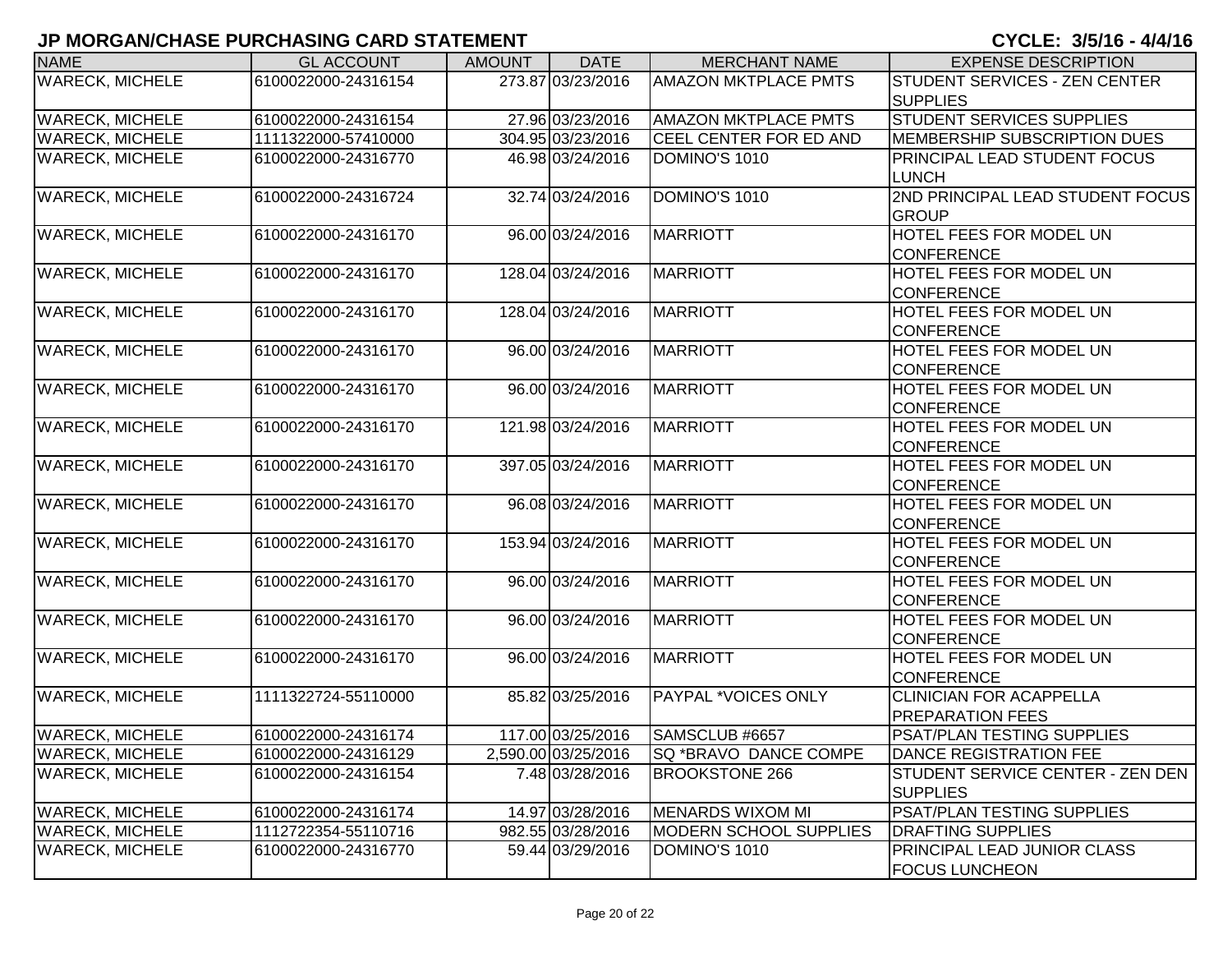## JP MORGAN/CHASE PURCHASING CARD STATEMENT

**CYCLE: 3/5/16 - 4/4/16**

| NAME | GL ACCOUNT | AMOUNT | DATE | MERCHANT NAME | EXPENSE DESCRIPTION |
|---|---|---|---|---|---|
| WARECK, MICHELE | 6100022000-24316154 | 273.87 | 03/23/2016 | AMAZON MKTPLACE PMTS | STUDENT SERVICES - ZEN CENTER SUPPLIES |
| WARECK, MICHELE | 6100022000-24316154 | 27.96 | 03/23/2016 | AMAZON MKTPLACE PMTS | STUDENT SERVICES SUPPLIES |
| WARECK, MICHELE | 1111322000-57410000 | 304.95 | 03/23/2016 | CEEL CENTER FOR ED AND | MEMBERSHIP SUBSCRIPTION DUES |
| WARECK, MICHELE | 6100022000-24316770 | 46.98 | 03/24/2016 | DOMINO'S 1010 | PRINCIPAL LEAD STUDENT FOCUS LUNCH |
| WARECK, MICHELE | 6100022000-24316724 | 32.74 | 03/24/2016 | DOMINO'S 1010 | 2ND PRINCIPAL LEAD STUDENT FOCUS GROUP |
| WARECK, MICHELE | 6100022000-24316170 | 96.00 | 03/24/2016 | MARRIOTT | HOTEL FEES FOR MODEL UN CONFERENCE |
| WARECK, MICHELE | 6100022000-24316170 | 128.04 | 03/24/2016 | MARRIOTT | HOTEL FEES FOR MODEL UN CONFERENCE |
| WARECK, MICHELE | 6100022000-24316170 | 128.04 | 03/24/2016 | MARRIOTT | HOTEL FEES FOR MODEL UN CONFERENCE |
| WARECK, MICHELE | 6100022000-24316170 | 96.00 | 03/24/2016 | MARRIOTT | HOTEL FEES FOR MODEL UN CONFERENCE |
| WARECK, MICHELE | 6100022000-24316170 | 96.00 | 03/24/2016 | MARRIOTT | HOTEL FEES FOR MODEL UN CONFERENCE |
| WARECK, MICHELE | 6100022000-24316170 | 121.98 | 03/24/2016 | MARRIOTT | HOTEL FEES FOR MODEL UN CONFERENCE |
| WARECK, MICHELE | 6100022000-24316170 | 397.05 | 03/24/2016 | MARRIOTT | HOTEL FEES FOR MODEL UN CONFERENCE |
| WARECK, MICHELE | 6100022000-24316170 | 96.08 | 03/24/2016 | MARRIOTT | HOTEL FEES FOR MODEL UN CONFERENCE |
| WARECK, MICHELE | 6100022000-24316170 | 153.94 | 03/24/2016 | MARRIOTT | HOTEL FEES FOR MODEL UN CONFERENCE |
| WARECK, MICHELE | 6100022000-24316170 | 96.00 | 03/24/2016 | MARRIOTT | HOTEL FEES FOR MODEL UN CONFERENCE |
| WARECK, MICHELE | 6100022000-24316170 | 96.00 | 03/24/2016 | MARRIOTT | HOTEL FEES FOR MODEL UN CONFERENCE |
| WARECK, MICHELE | 6100022000-24316170 | 96.00 | 03/24/2016 | MARRIOTT | HOTEL FEES FOR MODEL UN CONFERENCE |
| WARECK, MICHELE | 1111322724-55110000 | 85.82 | 03/25/2016 | PAYPAL *VOICES ONLY | CLINICIAN FOR ACAPPELLA PREPARATION FEES |
| WARECK, MICHELE | 6100022000-24316174 | 117.00 | 03/25/2016 | SAMSCLUB #6657 | PSAT/PLAN TESTING SUPPLIES |
| WARECK, MICHELE | 6100022000-24316129 | 2,590.00 | 03/25/2016 | SQ *BRAVO DANCE COMPE | DANCE REGISTRATION FEE |
| WARECK, MICHELE | 6100022000-24316154 | 7.48 | 03/28/2016 | BROOKSTONE 266 | STUDENT SERVICE CENTER - ZEN DEN SUPPLIES |
| WARECK, MICHELE | 6100022000-24316174 | 14.97 | 03/28/2016 | MENARDS WIXOM MI | PSAT/PLAN TESTING SUPPLIES |
| WARECK, MICHELE | 1112722354-55110716 | 982.55 | 03/28/2016 | MODERN SCHOOL SUPPLIES | DRAFTING SUPPLIES |
| WARECK, MICHELE | 6100022000-24316770 | 59.44 | 03/29/2016 | DOMINO'S 1010 | PRINCIPAL LEAD JUNIOR CLASS FOCUS LUNCHEON |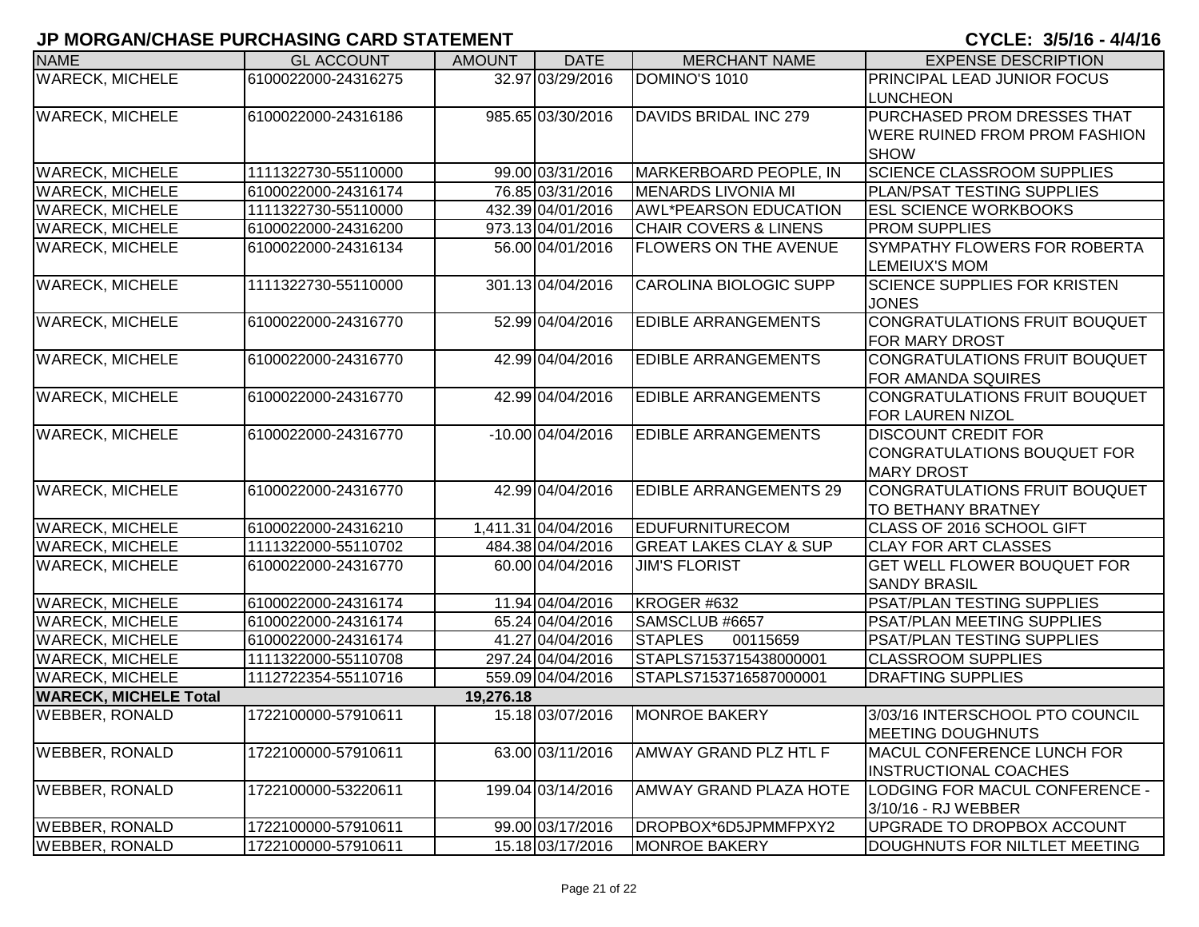## JP MORGAN/CHASE PURCHASING CARD STATEMENT

**CYCLE: 3/5/16 - 4/4/16**

| NAME | GL ACCOUNT | AMOUNT | DATE | MERCHANT NAME | EXPENSE DESCRIPTION |
|---|---|---|---|---|---|
| WARECK, MICHELE | 6100022000-24316275 | 32.97 | 03/29/2016 | DOMINO'S 1010 | PRINCIPAL LEAD JUNIOR FOCUS LUNCHEON |
| WARECK, MICHELE | 6100022000-24316186 | 985.65 | 03/30/2016 | DAVIDS BRIDAL INC 279 | PURCHASED PROM DRESSES THAT WERE RUINED FROM PROM FASHION SHOW |
| WARECK, MICHELE | 1111322730-55110000 | 99.00 | 03/31/2016 | MARKERBOARD PEOPLE, IN | SCIENCE CLASSROOM SUPPLIES |
| WARECK, MICHELE | 6100022000-24316174 | 76.85 | 03/31/2016 | MENARDS LIVONIA MI | PLAN/PSAT TESTING SUPPLIES |
| WARECK, MICHELE | 1111322730-55110000 | 432.39 | 04/01/2016 | AWL*PEARSON EDUCATION | ESL SCIENCE WORKBOOKS |
| WARECK, MICHELE | 6100022000-24316200 | 973.13 | 04/01/2016 | CHAIR COVERS & LINENS | PROM SUPPLIES |
| WARECK, MICHELE | 6100022000-24316134 | 56.00 | 04/01/2016 | FLOWERS ON THE AVENUE | SYMPATHY FLOWERS FOR ROBERTA LEMEIUX'S MOM |
| WARECK, MICHELE | 1111322730-55110000 | 301.13 | 04/04/2016 | CAROLINA BIOLOGIC SUPP | SCIENCE SUPPLIES FOR KRISTEN JONES |
| WARECK, MICHELE | 6100022000-24316770 | 52.99 | 04/04/2016 | EDIBLE ARRANGEMENTS | CONGRATULATIONS FRUIT BOUQUET FOR MARY DROST |
| WARECK, MICHELE | 6100022000-24316770 | 42.99 | 04/04/2016 | EDIBLE ARRANGEMENTS | CONGRATULATIONS FRUIT BOUQUET FOR AMANDA SQUIRES |
| WARECK, MICHELE | 6100022000-24316770 | 42.99 | 04/04/2016 | EDIBLE ARRANGEMENTS | CONGRATULATIONS FRUIT BOUQUET FOR LAUREN NIZOL |
| WARECK, MICHELE | 6100022000-24316770 | -10.00 | 04/04/2016 | EDIBLE ARRANGEMENTS | DISCOUNT CREDIT FOR CONGRATULATIONS BOUQUET FOR MARY DROST |
| WARECK, MICHELE | 6100022000-24316770 | 42.99 | 04/04/2016 | EDIBLE ARRANGEMENTS 29 | CONGRATULATIONS FRUIT BOUQUET TO BETHANY BRATNEY |
| WARECK, MICHELE | 6100022000-24316210 | 1,411.31 | 04/04/2016 | EDUFURNITURECOM | CLASS OF 2016 SCHOOL GIFT |
| WARECK, MICHELE | 1111322000-55110702 | 484.38 | 04/04/2016 | GREAT LAKES CLAY & SUP | CLAY FOR ART CLASSES |
| WARECK, MICHELE | 6100022000-24316770 | 60.00 | 04/04/2016 | JIM'S FLORIST | GET WELL FLOWER BOUQUET FOR SANDY BRASIL |
| WARECK, MICHELE | 6100022000-24316174 | 11.94 | 04/04/2016 | KROGER #632 | PSAT/PLAN TESTING SUPPLIES |
| WARECK, MICHELE | 6100022000-24316174 | 65.24 | 04/04/2016 | SAMSCLUB #6657 | PSAT/PLAN MEETING SUPPLIES |
| WARECK, MICHELE | 6100022000-24316174 | 41.27 | 04/04/2016 | STAPLES 00115659 | PSAT/PLAN TESTING SUPPLIES |
| WARECK, MICHELE | 1111322000-55110708 | 297.24 | 04/04/2016 | STAPLS7153715438000001 | CLASSROOM SUPPLIES |
| WARECK, MICHELE | 1112722354-55110716 | 559.09 | 04/04/2016 | STAPLS7153716587000001 | DRAFTING SUPPLIES |
| **WARECK, MICHELE Total** | | **19,276.18** | | | |
| WEBBER, RONALD | 1722100000-57910611 | 15.18 | 03/07/2016 | MONROE BAKERY | 3/03/16 INTERSCHOOL PTO COUNCIL MEETING DOUGHNUTS |
| WEBBER, RONALD | 1722100000-57910611 | 63.00 | 03/11/2016 | AMWAY GRAND PLZ HTL F | MACUL CONFERENCE LUNCH FOR INSTRUCTIONAL COACHES |
| WEBBER, RONALD | 1722100000-53220611 | 199.04 | 03/14/2016 | AMWAY GRAND PLAZA HOTE | LODGING FOR MACUL CONFERENCE - 3/10/16 - RJ WEBBER |
| WEBBER, RONALD | 1722100000-57910611 | 99.00 | 03/17/2016 | DROPBOX*6D5JPMMFPXY2 | UPGRADE TO DROPBOX ACCOUNT |
| WEBBER, RONALD | 1722100000-57910611 | 15.18 | 03/17/2016 | MONROE BAKERY | DOUGHNUTS FOR NILTLET MEETING |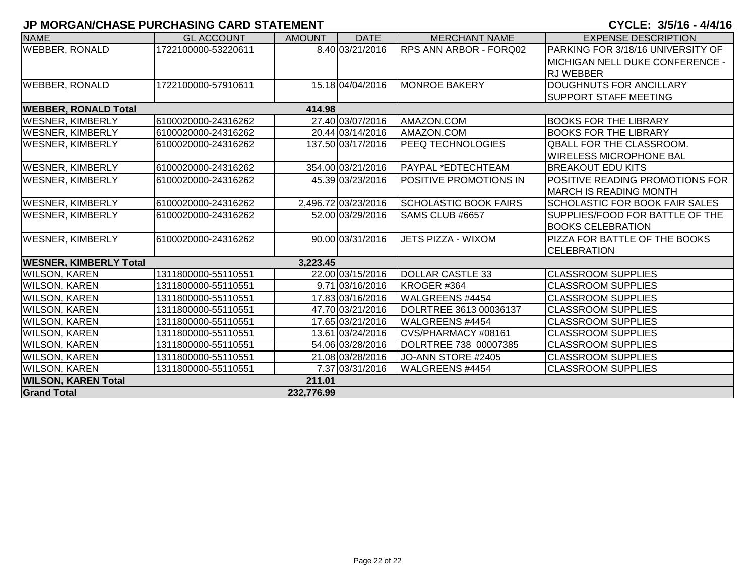# JP MORGAN/CHASE PURCHASING CARD STATEMENT

**CYCLE: 3/5/16 - 4/4/16**

| NAME | GL ACCOUNT | AMOUNT | DATE | MERCHANT NAME | EXPENSE DESCRIPTION |
|---|---|---|---|---|---|
| WEBBER, RONALD | 1722100000-53220611 | 8.40 | 03/21/2016 | RPS ANN ARBOR - FORQ02 | PARKING FOR 3/18/16 UNIVERSITY OF MICHIGAN NELL DUKE CONFERENCE - RJ WEBBER |
| WEBBER, RONALD | 1722100000-57910611 | 15.18 | 04/04/2016 | MONROE BAKERY | DOUGHNUTS FOR ANCILLARY SUPPORT STAFF MEETING |
| **WEBBER, RONALD Total** | | **414.98** | | | |
| WESNER, KIMBERLY | 6100020000-24316262 | 27.40 | 03/07/2016 | AMAZON.COM | BOOKS FOR THE LIBRARY |
| WESNER, KIMBERLY | 6100020000-24316262 | 20.44 | 03/14/2016 | AMAZON.COM | BOOKS FOR THE LIBRARY |
| WESNER, KIMBERLY | 6100020000-24316262 | 137.50 | 03/17/2016 | PEEQ TECHNOLOGIES | QBALL FOR THE CLASSROOM. WIRELESS MICROPHONE BAL |
| WESNER, KIMBERLY | 6100020000-24316262 | 354.00 | 03/21/2016 | PAYPAL *EDTECHTEAM | BREAKOUT EDU KITS |
| WESNER, KIMBERLY | 6100020000-24316262 | 45.39 | 03/23/2016 | POSITIVE PROMOTIONS IN | POSITIVE READING PROMOTIONS FOR MARCH IS READING MONTH |
| WESNER, KIMBERLY | 6100020000-24316262 | 2,496.72 | 03/23/2016 | SCHOLASTIC BOOK FAIRS | SCHOLASTIC FOR BOOK FAIR SALES |
| WESNER, KIMBERLY | 6100020000-24316262 | 52.00 | 03/29/2016 | SAMS CLUB #6657 | SUPPLIES/FOOD FOR BATTLE OF THE BOOKS CELEBRATION |
| WESNER, KIMBERLY | 6100020000-24316262 | 90.00 | 03/31/2016 | JETS PIZZA - WIXOM | PIZZA FOR BATTLE OF THE BOOKS CELEBRATION |
| **WESNER, KIMBERLY Total** | | **3,223.45** | | | |
| WILSON, KAREN | 1311800000-55110551 | 22.00 | 03/15/2016 | DOLLAR CASTLE 33 | CLASSROOM SUPPLIES |
| WILSON, KAREN | 1311800000-55110551 | 9.71 | 03/16/2016 | KROGER #364 | CLASSROOM SUPPLIES |
| WILSON, KAREN | 1311800000-55110551 | 17.83 | 03/16/2016 | WALGREENS #4454 | CLASSROOM SUPPLIES |
| WILSON, KAREN | 1311800000-55110551 | 47.70 | 03/21/2016 | DOLRTREE 3613 00036137 | CLASSROOM SUPPLIES |
| WILSON, KAREN | 1311800000-55110551 | 17.65 | 03/21/2016 | WALGREENS #4454 | CLASSROOM SUPPLIES |
| WILSON, KAREN | 1311800000-55110551 | 13.61 | 03/24/2016 | CVS/PHARMACY #08161 | CLASSROOM SUPPLIES |
| WILSON, KAREN | 1311800000-55110551 | 54.06 | 03/28/2016 | DOLRTREE 738 00007385 | CLASSROOM SUPPLIES |
| WILSON, KAREN | 1311800000-55110551 | 21.08 | 03/28/2016 | JO-ANN STORE #2405 | CLASSROOM SUPPLIES |
| WILSON, KAREN | 1311800000-55110551 | 7.37 | 03/31/2016 | WALGREENS #4454 | CLASSROOM SUPPLIES |
| **WILSON, KAREN Total** | | **211.01** | | | |
| **Grand Total** | | **232,776.99** | | | |